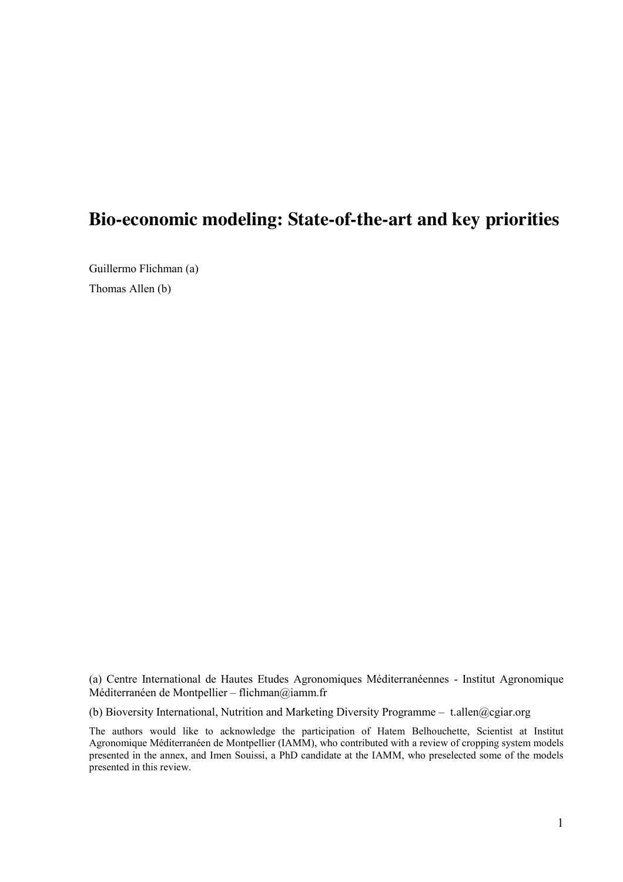# Bio-economic modeling: State-of-the-art and key priorities

Guillermo Flichman (a)

Thomas Allen (b)

(a) Centre International de Hautes Etudes Agronomiques Méditerranéennes - Institut Agronomique Méditerranéen de Montpellier – flichman@iamm.fr

(b) Bioversity International, Nutrition and Marketing Diversity Programme – t.allen@cgiar.org

The authors would like to acknowledge the participation of Hatem Belhouchette, Scientist at Institut Agronomique Méditerranéen de Montpellier (IAMM), who contributed with a review of cropping system models presented in the annex, and Imen Souissi, a PhD candidate at the IAMM, who preselected some of the models presented in this review.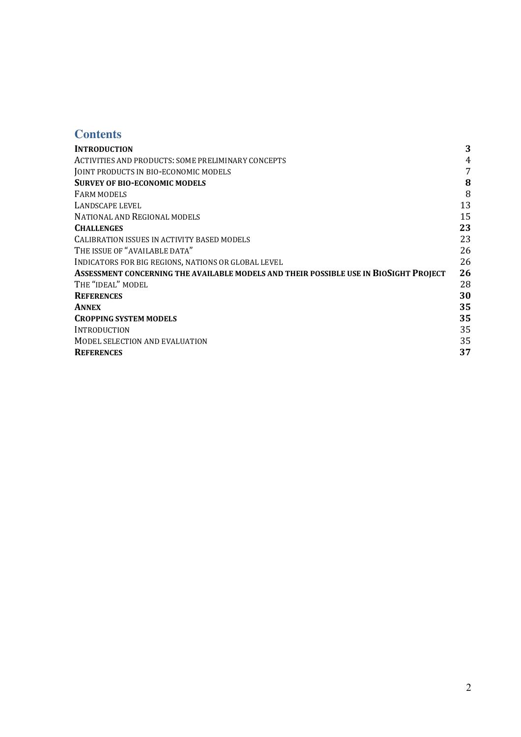## Contents

| | |
|---|---|
| **INTRODUCTION** | **3** |
| ACTIVITIES AND PRODUCTS: SOME PRELIMINARY CONCEPTS | 4 |
| JOINT PRODUCTS IN BIO-ECONOMIC MODELS | 7 |
| **SURVEY OF BIO-ECONOMIC MODELS** | **8** |
| FARM MODELS | 8 |
| LANDSCAPE LEVEL | 13 |
| NATIONAL AND REGIONAL MODELS | 15 |
| **CHALLENGES** | **23** |
| CALIBRATION ISSUES IN ACTIVITY BASED MODELS | 23 |
| THE ISSUE OF "AVAILABLE DATA" | 26 |
| INDICATORS FOR BIG REGIONS, NATIONS OR GLOBAL LEVEL | 26 |
| **ASSESSMENT CONCERNING THE AVAILABLE MODELS AND THEIR POSSIBLE USE IN BIOSIGHT PROJECT** | **26** |
| THE "IDEAL" MODEL | 28 |
| **REFERENCES** | **30** |
| **ANNEX** | **35** |
| **CROPPING SYSTEM MODELS** | **35** |
| INTRODUCTION | 35 |
| MODEL SELECTION AND EVALUATION | 35 |
| **REFERENCES** | **37** |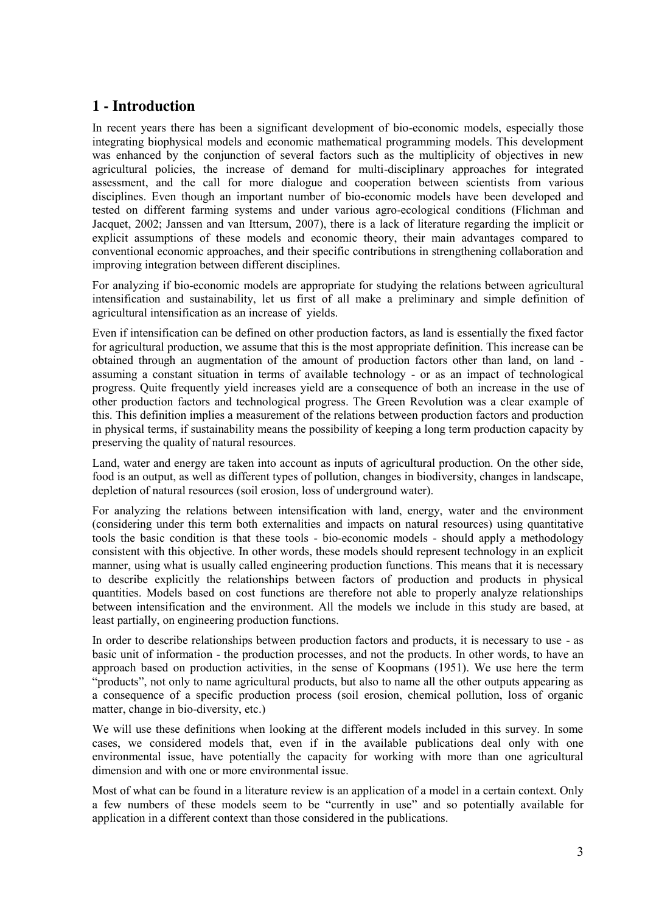## 1 - Introduction

In recent years there has been a significant development of bio-economic models, especially those integrating biophysical models and economic mathematical programming models. This development was enhanced by the conjunction of several factors such as the multiplicity of objectives in new agricultural policies, the increase of demand for multi-disciplinary approaches for integrated assessment, and the call for more dialogue and cooperation between scientists from various disciplines. Even though an important number of bio-economic models have been developed and tested on different farming systems and under various agro-ecological conditions (Flichman and Jacquet, 2002; Janssen and van Ittersum, 2007), there is a lack of literature regarding the implicit or explicit assumptions of these models and economic theory, their main advantages compared to conventional economic approaches, and their specific contributions in strengthening collaboration and improving integration between different disciplines.

For analyzing if bio-economic models are appropriate for studying the relations between agricultural intensification and sustainability, let us first of all make a preliminary and simple definition of agricultural intensification as an increase of yields.

Even if intensification can be defined on other production factors, as land is essentially the fixed factor for agricultural production, we assume that this is the most appropriate definition. This increase can be obtained through an augmentation of the amount of production factors other than land, on land - assuming a constant situation in terms of available technology - or as an impact of technological progress. Quite frequently yield increases yield are a consequence of both an increase in the use of other production factors and technological progress. The Green Revolution was a clear example of this. This definition implies a measurement of the relations between production factors and production in physical terms, if sustainability means the possibility of keeping a long term production capacity by preserving the quality of natural resources.

Land, water and energy are taken into account as inputs of agricultural production. On the other side, food is an output, as well as different types of pollution, changes in biodiversity, changes in landscape, depletion of natural resources (soil erosion, loss of underground water).

For analyzing the relations between intensification with land, energy, water and the environment (considering under this term both externalities and impacts on natural resources) using quantitative tools the basic condition is that these tools - bio-economic models - should apply a methodology consistent with this objective. In other words, these models should represent technology in an explicit manner, using what is usually called engineering production functions. This means that it is necessary to describe explicitly the relationships between factors of production and products in physical quantities. Models based on cost functions are therefore not able to properly analyze relationships between intensification and the environment. All the models we include in this study are based, at least partially, on engineering production functions.

In order to describe relationships between production factors and products, it is necessary to use - as basic unit of information - the production processes, and not the products. In other words, to have an approach based on production activities, in the sense of Koopmans (1951). We use here the term "products", not only to name agricultural products, but also to name all the other outputs appearing as a consequence of a specific production process (soil erosion, chemical pollution, loss of organic matter, change in bio-diversity, etc.)

We will use these definitions when looking at the different models included in this survey. In some cases, we considered models that, even if in the available publications deal only with one environmental issue, have potentially the capacity for working with more than one agricultural dimension and with one or more environmental issue.

Most of what can be found in a literature review is an application of a model in a certain context. Only a few numbers of these models seem to be "currently in use" and so potentially available for application in a different context than those considered in the publications.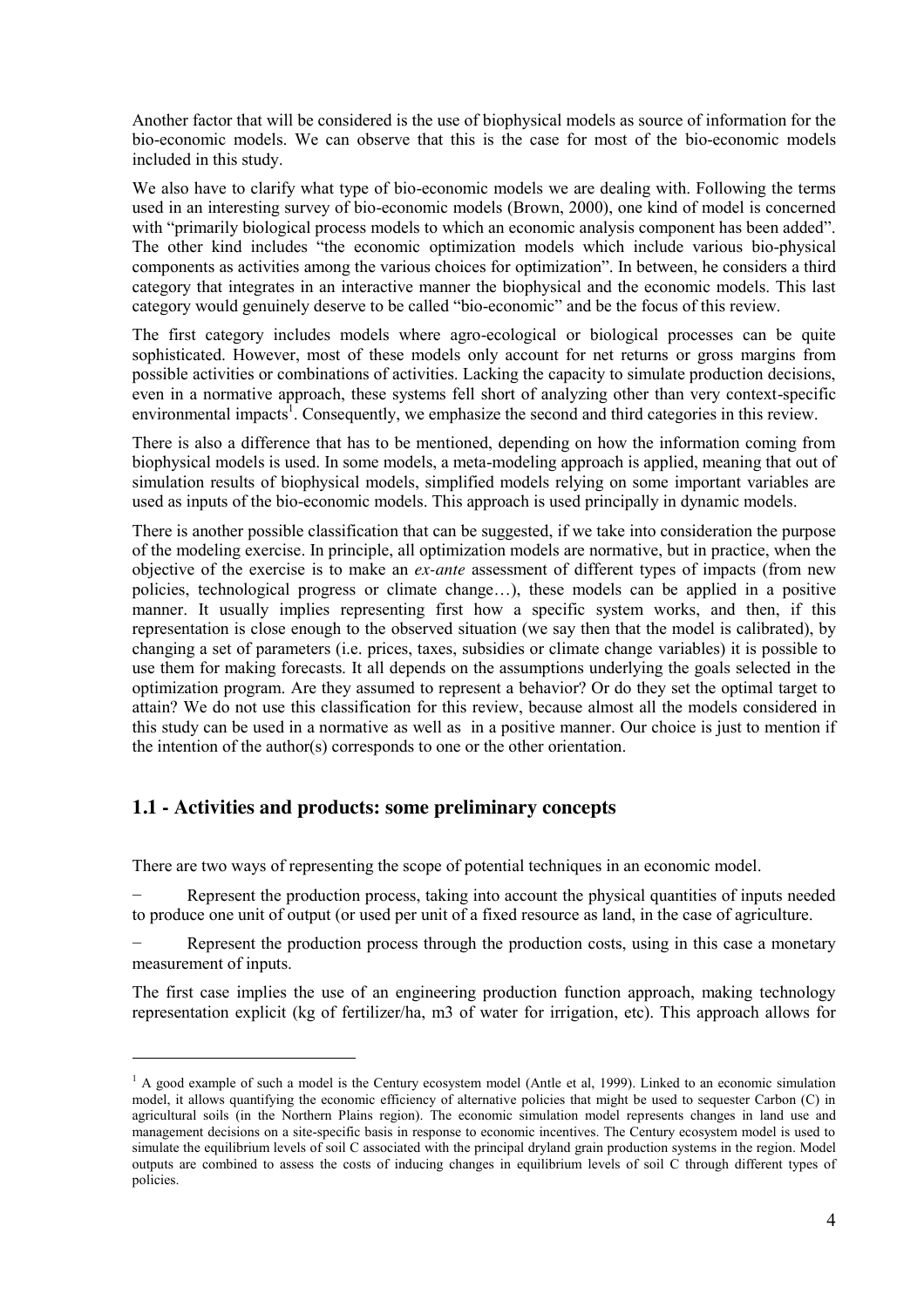Another factor that will be considered is the use of biophysical models as source of information for the bio-economic models. We can observe that this is the case for most of the bio-economic models included in this study.

We also have to clarify what type of bio-economic models we are dealing with. Following the terms used in an interesting survey of bio-economic models (Brown, 2000), one kind of model is concerned with "primarily biological process models to which an economic analysis component has been added". The other kind includes "the economic optimization models which include various bio-physical components as activities among the various choices for optimization". In between, he considers a third category that integrates in an interactive manner the biophysical and the economic models. This last category would genuinely deserve to be called "bio-economic" and be the focus of this review.

The first category includes models where agro-ecological or biological processes can be quite sophisticated. However, most of these models only account for net returns or gross margins from possible activities or combinations of activities. Lacking the capacity to simulate production decisions, even in a normative approach, these systems fell short of analyzing other than very context-specific environmental impacts[1]. Consequently, we emphasize the second and third categories in this review.

There is also a difference that has to be mentioned, depending on how the information coming from biophysical models is used. In some models, a meta-modeling approach is applied, meaning that out of simulation results of biophysical models, simplified models relying on some important variables are used as inputs of the bio-economic models. This approach is used principally in dynamic models.

There is another possible classification that can be suggested, if we take into consideration the purpose of the modeling exercise. In principle, all optimization models are normative, but in practice, when the objective of the exercise is to make an *ex-ante* assessment of different types of impacts (from new policies, technological progress or climate change…), these models can be applied in a positive manner. It usually implies representing first how a specific system works, and then, if this representation is close enough to the observed situation (we say then that the model is calibrated), by changing a set of parameters (i.e. prices, taxes, subsidies or climate change variables) it is possible to use them for making forecasts. It all depends on the assumptions underlying the goals selected in the optimization program. Are they assumed to represent a behavior? Or do they set the optimal target to attain? We do not use this classification for this review, because almost all the models considered in this study can be used in a normative as well as in a positive manner. Our choice is just to mention if the intention of the author(s) corresponds to one or the other orientation.

## 1.1 - Activities and products: some preliminary concepts

There are two ways of representing the scope of potential techniques in an economic model.

- Represent the production process, taking into account the physical quantities of inputs needed to produce one unit of output (or used per unit of a fixed resource as land, in the case of agriculture.
- Represent the production process through the production costs, using in this case a monetary measurement of inputs.

The first case implies the use of an engineering production function approach, making technology representation explicit (kg of fertilizer/ha, m3 of water for irrigation, etc). This approach allows for

[1] A good example of such a model is the Century ecosystem model (Antle et al, 1999). Linked to an economic simulation model, it allows quantifying the economic efficiency of alternative policies that might be used to sequester Carbon (C) in agricultural soils (in the Northern Plains region). The economic simulation model represents changes in land use and management decisions on a site-specific basis in response to economic incentives. The Century ecosystem model is used to simulate the equilibrium levels of soil C associated with the principal dryland grain production systems in the region. Model outputs are combined to assess the costs of inducing changes in equilibrium levels of soil C through different types of policies.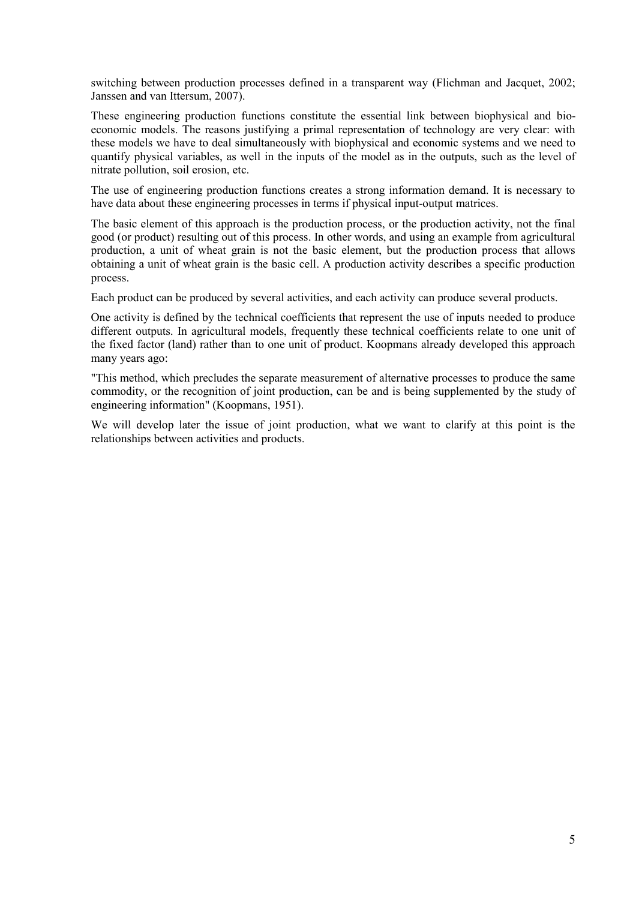switching between production processes defined in a transparent way (Flichman and Jacquet, 2002; Janssen and van Ittersum, 2007).

These engineering production functions constitute the essential link between biophysical and bio-economic models. The reasons justifying a primal representation of technology are very clear: with these models we have to deal simultaneously with biophysical and economic systems and we need to quantify physical variables, as well in the inputs of the model as in the outputs, such as the level of nitrate pollution, soil erosion, etc.

The use of engineering production functions creates a strong information demand. It is necessary to have data about these engineering processes in terms if physical input-output matrices.

The basic element of this approach is the production process, or the production activity, not the final good (or product) resulting out of this process. In other words, and using an example from agricultural production, a unit of wheat grain is not the basic element, but the production process that allows obtaining a unit of wheat grain is the basic cell. A production activity describes a specific production process.

Each product can be produced by several activities, and each activity can produce several products.

One activity is defined by the technical coefficients that represent the use of inputs needed to produce different outputs. In agricultural models, frequently these technical coefficients relate to one unit of the fixed factor (land) rather than to one unit of product. Koopmans already developed this approach many years ago:

"This method, which precludes the separate measurement of alternative processes to produce the same commodity, or the recognition of joint production, can be and is being supplemented by the study of engineering information" (Koopmans, 1951).

We will develop later the issue of joint production, what we want to clarify at this point is the relationships between activities and products.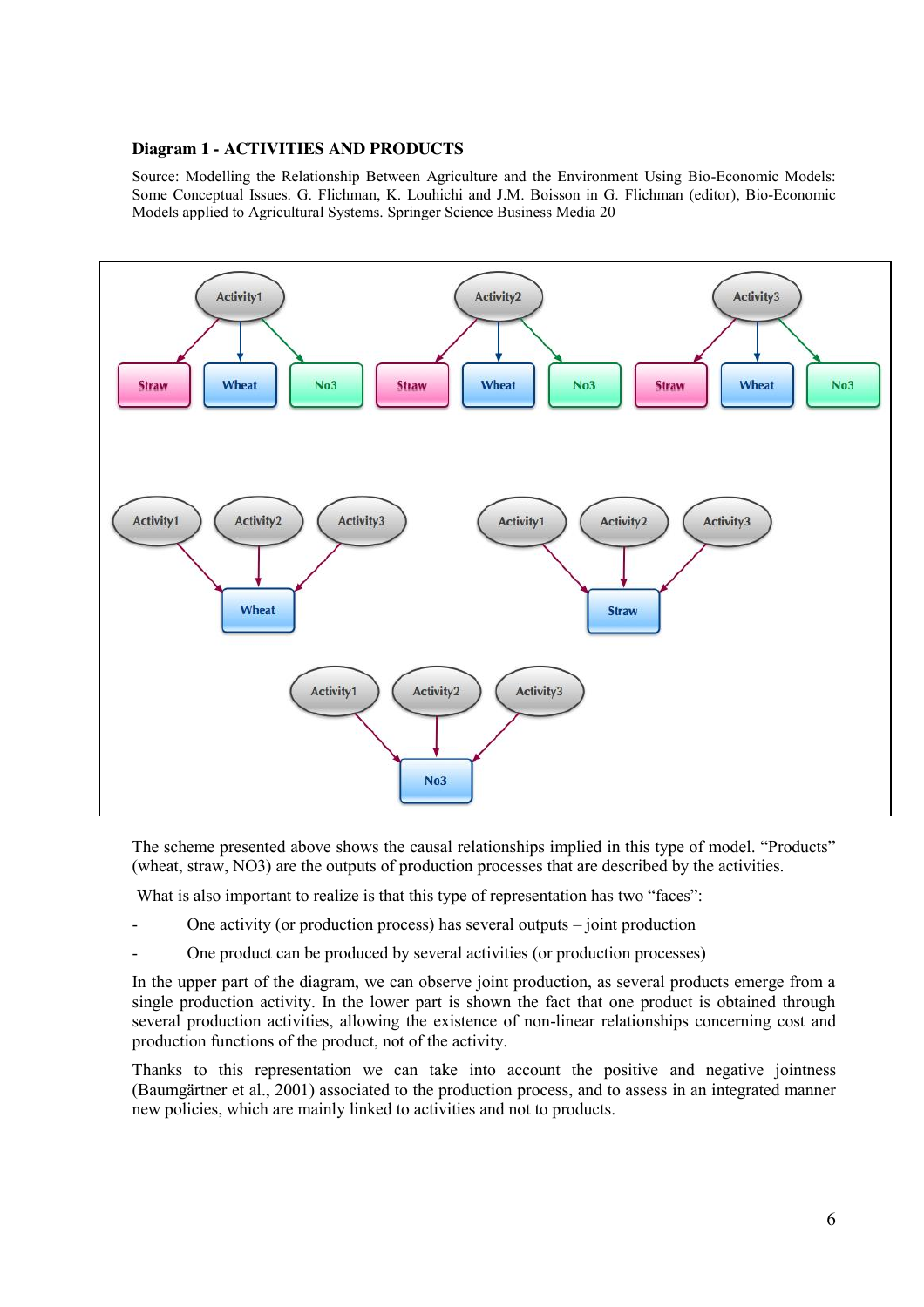**Diagram 1 - ACTIVITIES AND PRODUCTS**

Source: Modelling the Relationship Between Agriculture and the Environment Using Bio-Economic Models: Some Conceptual Issues. G. Flichman, K. Louhichi and J.M. Boisson in G. Flichman (editor), Bio-Economic Models applied to Agricultural Systems. Springer Science Business Media 20

The scheme presented above shows the causal relationships implied in this type of model. "Products" (wheat, straw, NO3) are the outputs of production processes that are described by the activities.

What is also important to realize is that this type of representation has two "faces":

- One activity (or production process) has several outputs – joint production
- One product can be produced by several activities (or production processes)

In the upper part of the diagram, we can observe joint production, as several products emerge from a single production activity. In the lower part is shown the fact that one product is obtained through several production activities, allowing the existence of non-linear relationships concerning cost and production functions of the product, not of the activity.

Thanks to this representation we can take into account the positive and negative jointness (Baumgärtner et al., 2001) associated to the production process, and to assess in an integrated manner new policies, which are mainly linked to activities and not to products.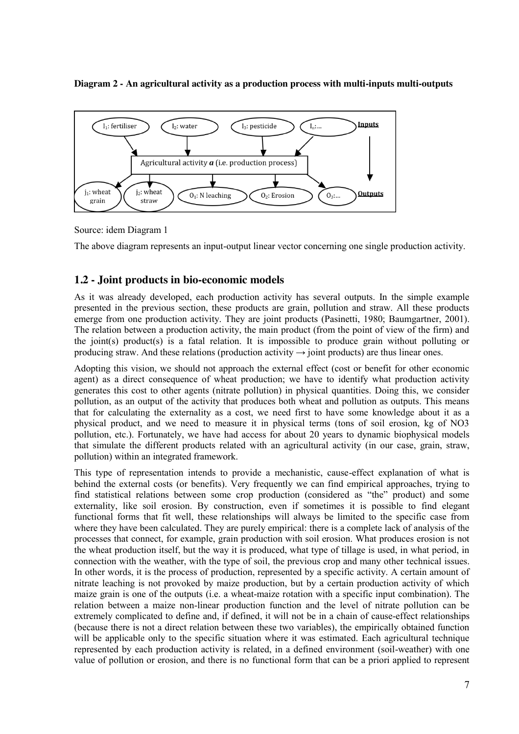**Diagram 2 - An agricultural activity as a production process with multi-inputs multi-outputs**

Source: idem Diagram 1

The above diagram represents an input-output linear vector concerning one single production activity.

## 1.2 - Joint products in bio-economic models

As it was already developed, each production activity has several outputs. In the simple example presented in the previous section, these products are grain, pollution and straw. All these products emerge from one production activity. They are joint products (Pasinetti, 1980; Baumgartner, 2001). The relation between a production activity, the main product (from the point of view of the firm) and the joint(s) product(s) is a fatal relation. It is impossible to produce grain without polluting or producing straw. And these relations (production activity → joint products) are thus linear ones.

Adopting this vision, we should not approach the external effect (cost or benefit for other economic agent) as a direct consequence of wheat production; we have to identify what production activity generates this cost to other agents (nitrate pollution) in physical quantities. Doing this, we consider pollution, as an output of the activity that produces both wheat and pollution as outputs. This means that for calculating the externality as a cost, we need first to have some knowledge about it as a physical product, and we need to measure it in physical terms (tons of soil erosion, kg of $NO_3$ pollution, etc.). Fortunately, we have had access for about 20 years to dynamic biophysical models that simulate the different products related with an agricultural activity (in our case, grain, straw, pollution) within an integrated framework.

This type of representation intends to provide a mechanistic, cause-effect explanation of what is behind the external costs (or benefits). Very frequently we can find empirical approaches, trying to find statistical relations between some crop production (considered as "the" product) and some externality, like soil erosion. By construction, even if sometimes it is possible to find elegant functional forms that fit well, these relationships will always be limited to the specific case from where they have been calculated. They are purely empirical: there is a complete lack of analysis of the processes that connect, for example, grain production with soil erosion. What produces erosion is not the wheat production itself, but the way it is produced, what type of tillage is used, in what period, in connection with the weather, with the type of soil, the previous crop and many other technical issues. In other words, it is the process of production, represented by a specific activity. A certain amount of nitrate leaching is not provoked by maize production, but by a certain production activity of which maize grain is one of the outputs (i.e. a wheat-maize rotation with a specific input combination). The relation between a maize non-linear production function and the level of nitrate pollution can be extremely complicated to define and, if defined, it will not be in a chain of cause-effect relationships (because there is not a direct relation between these two variables), the empirically obtained function will be applicable only to the specific situation where it was estimated. Each agricultural technique represented by each production activity is related, in a defined environment (soil-weather) with one value of pollution or erosion, and there is no functional form that can be a priori applied to represent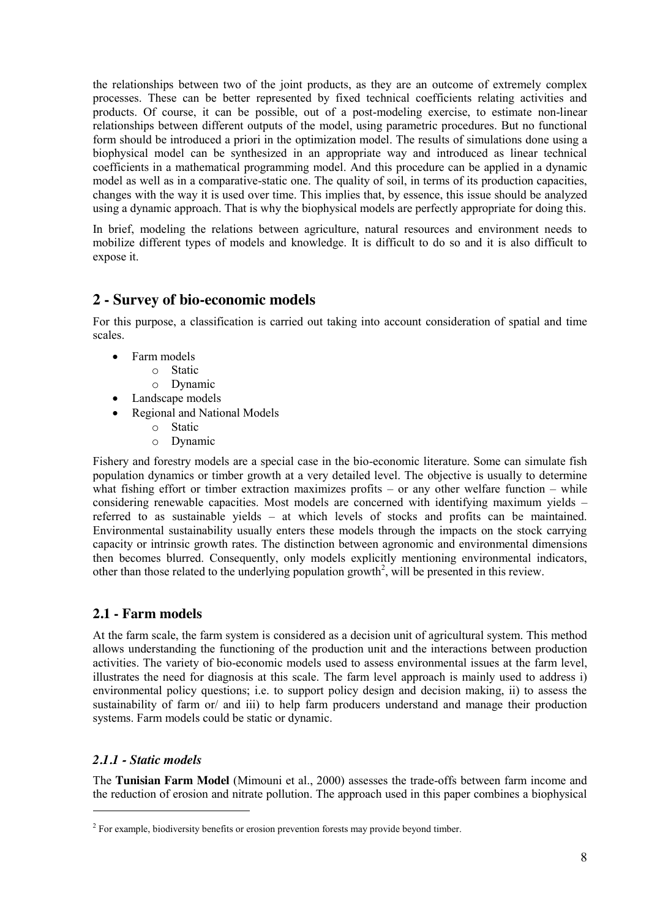the relationships between two of the joint products, as they are an outcome of extremely complex processes. These can be better represented by fixed technical coefficients relating activities and products. Of course, it can be possible, out of a post-modeling exercise, to estimate non-linear relationships between different outputs of the model, using parametric procedures. But no functional form should be introduced a priori in the optimization model. The results of simulations done using a biophysical model can be synthesized in an appropriate way and introduced as linear technical coefficients in a mathematical programming model. And this procedure can be applied in a dynamic model as well as in a comparative-static one. The quality of soil, in terms of its production capacities, changes with the way it is used over time. This implies that, by essence, this issue should be analyzed using a dynamic approach. That is why the biophysical models are perfectly appropriate for doing this.

In brief, modeling the relations between agriculture, natural resources and environment needs to mobilize different types of models and knowledge. It is difficult to do so and it is also difficult to expose it.

## 2 - Survey of bio-economic models

For this purpose, a classification is carried out taking into account consideration of spatial and time scales.

- Farm models
    - Static
    - Dynamic
- Landscape models
- Regional and National Models
    - Static
    - Dynamic

Fishery and forestry models are a special case in the bio-economic literature. Some can simulate fish population dynamics or timber growth at a very detailed level. The objective is usually to determine what fishing effort or timber extraction maximizes profits – or any other welfare function – while considering renewable capacities. Most models are concerned with identifying maximum yields – referred to as sustainable yields – at which levels of stocks and profits can be maintained. Environmental sustainability usually enters these models through the impacts on the stock carrying capacity or intrinsic growth rates. The distinction between agronomic and environmental dimensions then becomes blurred. Consequently, only models explicitly mentioning environmental indicators, other than those related to the underlying population growth[2], will be presented in this review.

### 2.1 - Farm models

At the farm scale, the farm system is considered as a decision unit of agricultural system. This method allows understanding the functioning of the production unit and the interactions between production activities. The variety of bio-economic models used to assess environmental issues at the farm level, illustrates the need for diagnosis at this scale. The farm level approach is mainly used to address i) environmental policy questions; i.e. to support policy design and decision making, ii) to assess the sustainability of farm or/ and iii) to help farm producers understand and manage their production systems. Farm models could be static or dynamic.

#### *2.1.1 - Static models*

The **Tunisian Farm Model** (Mimouni et al., 2000) assesses the trade-offs between farm income and the reduction of erosion and nitrate pollution. The approach used in this paper combines a biophysical

[2] For example, biodiversity benefits or erosion prevention forests may provide beyond timber.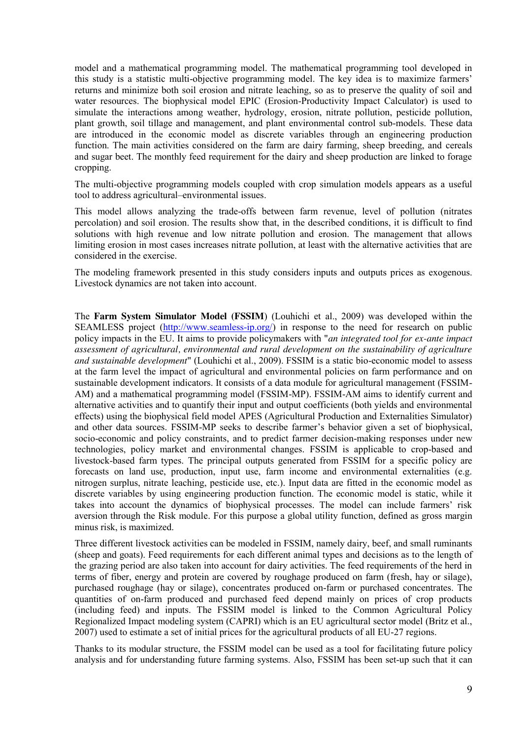model and a mathematical programming model. The mathematical programming tool developed in this study is a statistic multi-objective programming model. The key idea is to maximize farmers' returns and minimize both soil erosion and nitrate leaching, so as to preserve the quality of soil and water resources. The biophysical model EPIC (Erosion-Productivity Impact Calculator) is used to simulate the interactions among weather, hydrology, erosion, nitrate pollution, pesticide pollution, plant growth, soil tillage and management, and plant environmental control sub-models. These data are introduced in the economic model as discrete variables through an engineering production function. The main activities considered on the farm are dairy farming, sheep breeding, and cereals and sugar beet. The monthly feed requirement for the dairy and sheep production are linked to forage cropping.

The multi-objective programming models coupled with crop simulation models appears as a useful tool to address agricultural–environmental issues.

This model allows analyzing the trade-offs between farm revenue, level of pollution (nitrates percolation) and soil erosion. The results show that, in the described conditions, it is difficult to find solutions with high revenue and low nitrate pollution and erosion. The management that allows limiting erosion in most cases increases nitrate pollution, at least with the alternative activities that are considered in the exercise.

The modeling framework presented in this study considers inputs and outputs prices as exogenous. Livestock dynamics are not taken into account.

The **Farm System Simulator Model (FSSIM)** (Louhichi et al., 2009) was developed within the SEAMLESS project (http://www.seamless-ip.org/) in response to the need for research on public policy impacts in the EU. It aims to provide policymakers with "*an integrated tool for ex-ante impact assessment of agricultural, environmental and rural development on the sustainability of agriculture and sustainable development*" (Louhichi et al., 2009). FSSIM is a static bio-economic model to assess at the farm level the impact of agricultural and environmental policies on farm performance and on sustainable development indicators. It consists of a data module for agricultural management (FSSIM-AM) and a mathematical programming model (FSSIM-MP). FSSIM-AM aims to identify current and alternative activities and to quantify their input and output coefficients (both yields and environmental effects) using the biophysical field model APES (Agricultural Production and Externalities Simulator) and other data sources. FSSIM-MP seeks to describe farmer's behavior given a set of biophysical, socio-economic and policy constraints, and to predict farmer decision-making responses under new technologies, policy market and environmental changes. FSSIM is applicable to crop-based and livestock-based farm types. The principal outputs generated from FSSIM for a specific policy are forecasts on land use, production, input use, farm income and environmental externalities (e.g. nitrogen surplus, nitrate leaching, pesticide use, etc.). Input data are fitted in the economic model as discrete variables by using engineering production function. The economic model is static, while it takes into account the dynamics of biophysical processes. The model can include farmers' risk aversion through the Risk module. For this purpose a global utility function, defined as gross margin minus risk, is maximized.

Three different livestock activities can be modeled in FSSIM, namely dairy, beef, and small ruminants (sheep and goats). Feed requirements for each different animal types and decisions as to the length of the grazing period are also taken into account for dairy activities. The feed requirements of the herd in terms of fiber, energy and protein are covered by roughage produced on farm (fresh, hay or silage), purchased roughage (hay or silage), concentrates produced on-farm or purchased concentrates. The quantities of on-farm produced and purchased feed depend mainly on prices of crop products (including feed) and inputs. The FSSIM model is linked to the Common Agricultural Policy Regionalized Impact modeling system (CAPRI) which is an EU agricultural sector model (Britz et al., 2007) used to estimate a set of initial prices for the agricultural products of all EU-27 regions.

Thanks to its modular structure, the FSSIM model can be used as a tool for facilitating future policy analysis and for understanding future farming systems. Also, FSSIM has been set-up such that it can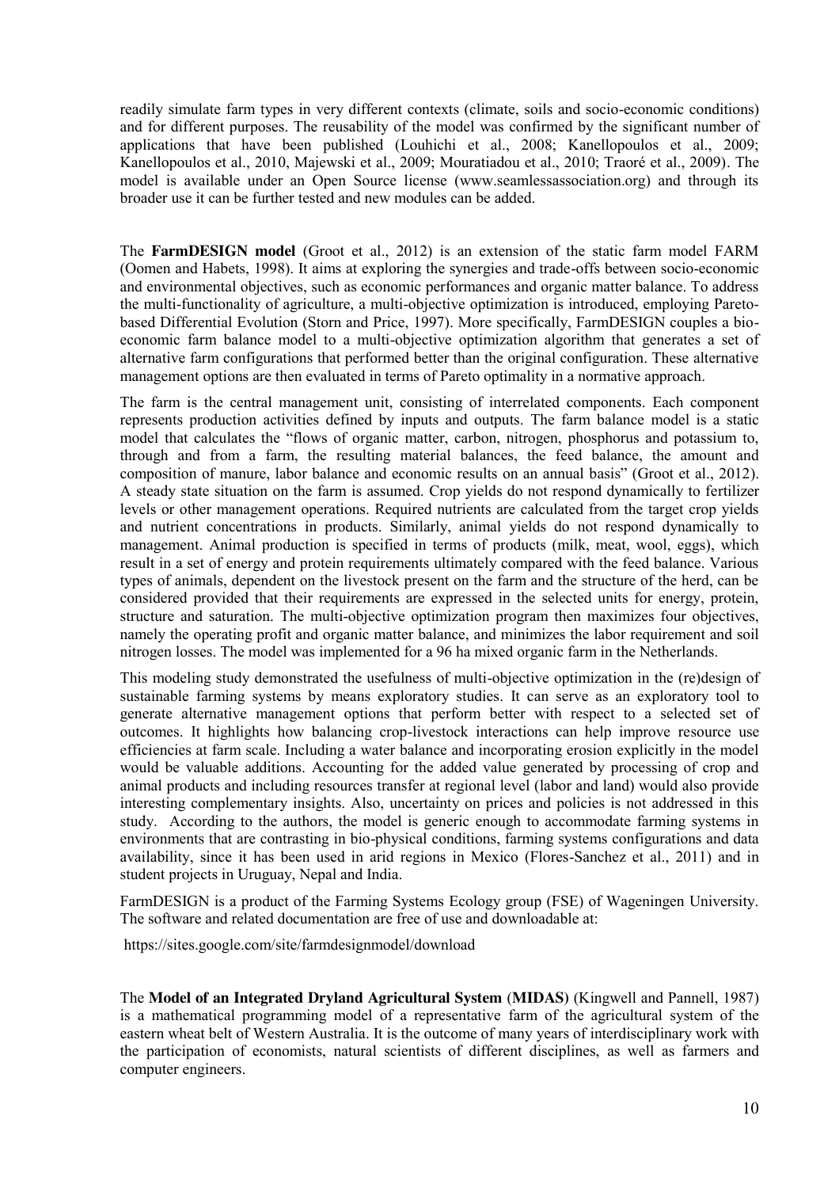readily simulate farm types in very different contexts (climate, soils and socio-economic conditions) and for different purposes. The reusability of the model was confirmed by the significant number of applications that have been published (Louhichi et al., 2008; Kanellopoulos et al., 2009; Kanellopoulos et al., 2010, Majewski et al., 2009; Mouratiadou et al., 2010; Traoré et al., 2009). The model is available under an Open Source license (www.seamlessassociation.org) and through its broader use it can be further tested and new modules can be added.

The **FarmDESIGN model** (Groot et al., 2012) is an extension of the static farm model FARM (Oomen and Habets, 1998). It aims at exploring the synergies and trade-offs between socio-economic and environmental objectives, such as economic performances and organic matter balance. To address the multi-functionality of agriculture, a multi-objective optimization is introduced, employing Pareto-based Differential Evolution (Storn and Price, 1997). More specifically, FarmDESIGN couples a bio-economic farm balance model to a multi-objective optimization algorithm that generates a set of alternative farm configurations that performed better than the original configuration. These alternative management options are then evaluated in terms of Pareto optimality in a normative approach.

The farm is the central management unit, consisting of interrelated components. Each component represents production activities defined by inputs and outputs. The farm balance model is a static model that calculates the "flows of organic matter, carbon, nitrogen, phosphorus and potassium to, through and from a farm, the resulting material balances, the feed balance, the amount and composition of manure, labor balance and economic results on an annual basis" (Groot et al., 2012). A steady state situation on the farm is assumed. Crop yields do not respond dynamically to fertilizer levels or other management operations. Required nutrients are calculated from the target crop yields and nutrient concentrations in products. Similarly, animal yields do not respond dynamically to management. Animal production is specified in terms of products (milk, meat, wool, eggs), which result in a set of energy and protein requirements ultimately compared with the feed balance. Various types of animals, dependent on the livestock present on the farm and the structure of the herd, can be considered provided that their requirements are expressed in the selected units for energy, protein, structure and saturation. The multi-objective optimization program then maximizes four objectives, namely the operating profit and organic matter balance, and minimizes the labor requirement and soil nitrogen losses. The model was implemented for a 96 ha mixed organic farm in the Netherlands.

This modeling study demonstrated the usefulness of multi-objective optimization in the (re)design of sustainable farming systems by means exploratory studies. It can serve as an exploratory tool to generate alternative management options that perform better with respect to a selected set of outcomes. It highlights how balancing crop-livestock interactions can help improve resource use efficiencies at farm scale. Including a water balance and incorporating erosion explicitly in the model would be valuable additions. Accounting for the added value generated by processing of crop and animal products and including resources transfer at regional level (labor and land) would also provide interesting complementary insights. Also, uncertainty on prices and policies is not addressed in this study. According to the authors, the model is generic enough to accommodate farming systems in environments that are contrasting in bio-physical conditions, farming systems configurations and data availability, since it has been used in arid regions in Mexico (Flores-Sanchez et al., 2011) and in student projects in Uruguay, Nepal and India.

FarmDESIGN is a product of the Farming Systems Ecology group (FSE) of Wageningen University. The software and related documentation are free of use and downloadable at:

https://sites.google.com/site/farmdesignmodel/download

The **Model of an Integrated Dryland Agricultural System** (**MIDAS**) (Kingwell and Pannell, 1987) is a mathematical programming model of a representative farm of the agricultural system of the eastern wheat belt of Western Australia. It is the outcome of many years of interdisciplinary work with the participation of economists, natural scientists of different disciplines, as well as farmers and computer engineers.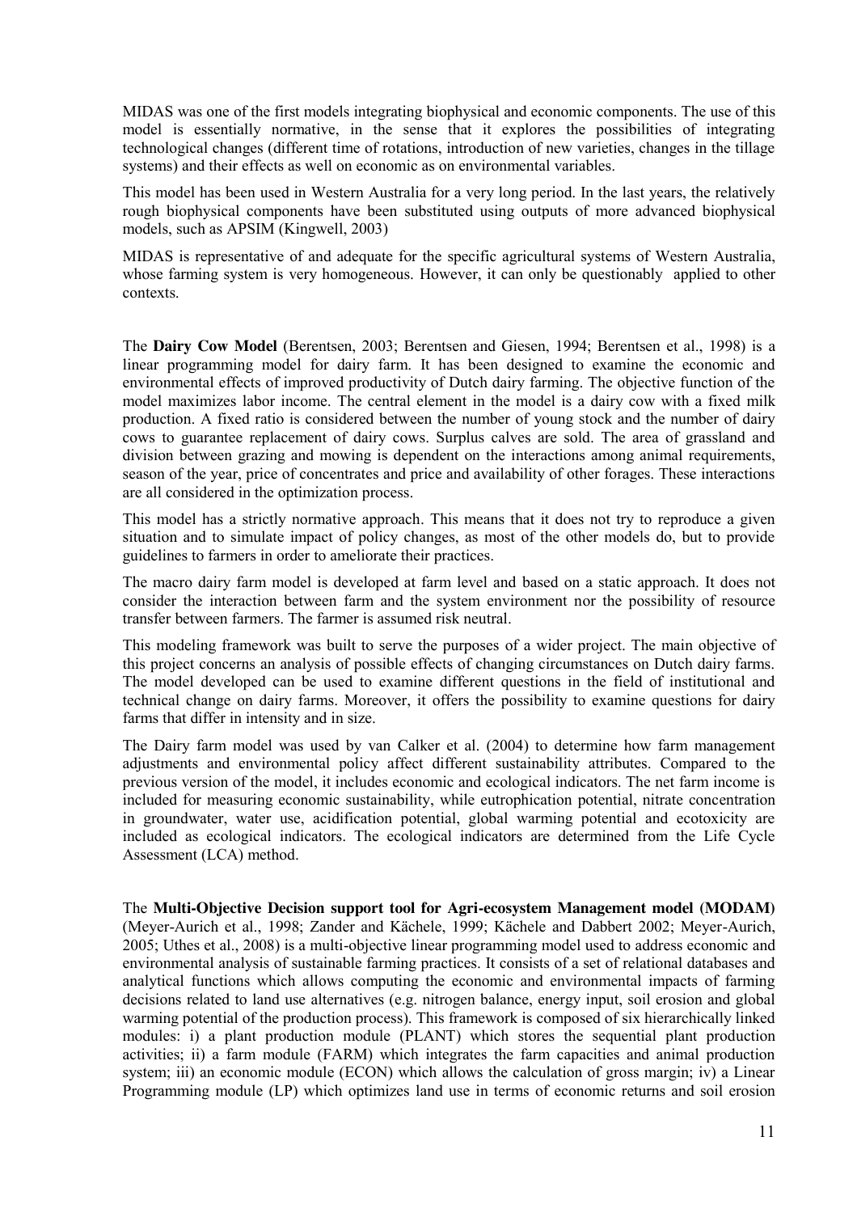MIDAS was one of the first models integrating biophysical and economic components. The use of this model is essentially normative, in the sense that it explores the possibilities of integrating technological changes (different time of rotations, introduction of new varieties, changes in the tillage systems) and their effects as well on economic as on environmental variables.

This model has been used in Western Australia for a very long period. In the last years, the relatively rough biophysical components have been substituted using outputs of more advanced biophysical models, such as APSIM (Kingwell, 2003)

MIDAS is representative of and adequate for the specific agricultural systems of Western Australia, whose farming system is very homogeneous. However, it can only be questionably applied to other contexts.

The **Dairy Cow Model** (Berentsen, 2003; Berentsen and Giesen, 1994; Berentsen et al., 1998) is a linear programming model for dairy farm. It has been designed to examine the economic and environmental effects of improved productivity of Dutch dairy farming. The objective function of the model maximizes labor income. The central element in the model is a dairy cow with a fixed milk production. A fixed ratio is considered between the number of young stock and the number of dairy cows to guarantee replacement of dairy cows. Surplus calves are sold. The area of grassland and division between grazing and mowing is dependent on the interactions among animal requirements, season of the year, price of concentrates and price and availability of other forages. These interactions are all considered in the optimization process.

This model has a strictly normative approach. This means that it does not try to reproduce a given situation and to simulate impact of policy changes, as most of the other models do, but to provide guidelines to farmers in order to ameliorate their practices.

The macro dairy farm model is developed at farm level and based on a static approach. It does not consider the interaction between farm and the system environment nor the possibility of resource transfer between farmers. The farmer is assumed risk neutral.

This modeling framework was built to serve the purposes of a wider project. The main objective of this project concerns an analysis of possible effects of changing circumstances on Dutch dairy farms. The model developed can be used to examine different questions in the field of institutional and technical change on dairy farms. Moreover, it offers the possibility to examine questions for dairy farms that differ in intensity and in size.

The Dairy farm model was used by van Calker et al. (2004) to determine how farm management adjustments and environmental policy affect different sustainability attributes. Compared to the previous version of the model, it includes economic and ecological indicators. The net farm income is included for measuring economic sustainability, while eutrophication potential, nitrate concentration in groundwater, water use, acidification potential, global warming potential and ecotoxicity are included as ecological indicators. The ecological indicators are determined from the Life Cycle Assessment (LCA) method.

The **Multi-Objective Decision support tool for Agri-ecosystem Management model (MODAM)** (Meyer-Aurich et al., 1998; Zander and Kächele, 1999; Kächele and Dabbert 2002; Meyer-Aurich, 2005; Uthes et al., 2008) is a multi-objective linear programming model used to address economic and environmental analysis of sustainable farming practices. It consists of a set of relational databases and analytical functions which allows computing the economic and environmental impacts of farming decisions related to land use alternatives (e.g. nitrogen balance, energy input, soil erosion and global warming potential of the production process). This framework is composed of six hierarchically linked modules: i) a plant production module (PLANT) which stores the sequential plant production activities; ii) a farm module (FARM) which integrates the farm capacities and animal production system; iii) an economic module (ECON) which allows the calculation of gross margin; iv) a Linear Programming module (LP) which optimizes land use in terms of economic returns and soil erosion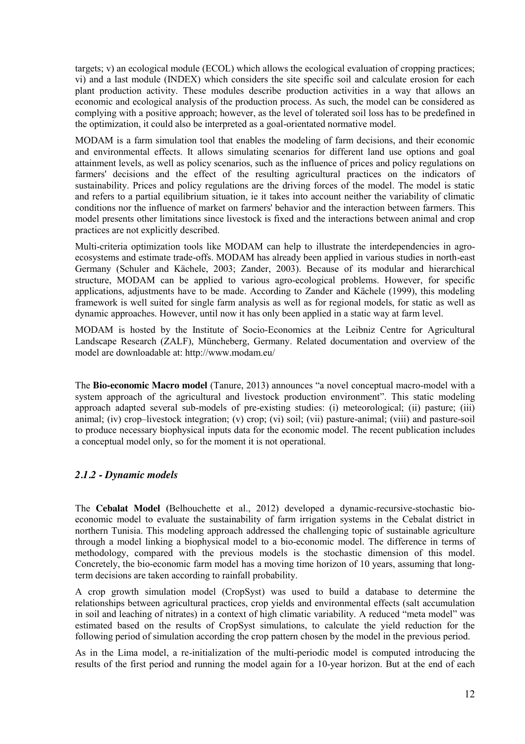targets; v) an ecological module (ECOL) which allows the ecological evaluation of cropping practices; vi) and a last module (INDEX) which considers the site specific soil and calculate erosion for each plant production activity. These modules describe production activities in a way that allows an economic and ecological analysis of the production process. As such, the model can be considered as complying with a positive approach; however, as the level of tolerated soil loss has to be predefined in the optimization, it could also be interpreted as a goal-orientated normative model.

MODAM is a farm simulation tool that enables the modeling of farm decisions, and their economic and environmental effects. It allows simulating scenarios for different land use options and goal attainment levels, as well as policy scenarios, such as the influence of prices and policy regulations on farmers' decisions and the effect of the resulting agricultural practices on the indicators of sustainability. Prices and policy regulations are the driving forces of the model. The model is static and refers to a partial equilibrium situation, ie it takes into account neither the variability of climatic conditions nor the influence of market on farmers' behavior and the interaction between farmers. This model presents other limitations since livestock is fixed and the interactions between animal and crop practices are not explicitly described.

Multi-criteria optimization tools like MODAM can help to illustrate the interdependencies in agro-ecosystems and estimate trade-offs. MODAM has already been applied in various studies in north-east Germany (Schuler and Kächele, 2003; Zander, 2003). Because of its modular and hierarchical structure, MODAM can be applied to various agro-ecological problems. However, for specific applications, adjustments have to be made. According to Zander and Kächele (1999), this modeling framework is well suited for single farm analysis as well as for regional models, for static as well as dynamic approaches. However, until now it has only been applied in a static way at farm level.

MODAM is hosted by the Institute of Socio-Economics at the Leibniz Centre for Agricultural Landscape Research (ZALF), Müncheberg, Germany. Related documentation and overview of the model are downloadable at: http://www.modam.eu/

The **Bio-economic Macro model** (Tanure, 2013) announces "a novel conceptual macro-model with a system approach of the agricultural and livestock production environment". This static modeling approach adapted several sub-models of pre-existing studies: (i) meteorological; (ii) pasture; (iii) animal; (iv) crop–livestock integration; (v) crop; (vi) soil; (vii) pasture-animal; (viii) and pasture-soil to produce necessary biophysical inputs data for the economic model. The recent publication includes a conceptual model only, so for the moment it is not operational.

### *2.1.2 - Dynamic models*

The **Cebalat Model** (Belhouchette et al., 2012) developed a dynamic-recursive-stochastic bio-economic model to evaluate the sustainability of farm irrigation systems in the Cebalat district in northern Tunisia. This modeling approach addressed the challenging topic of sustainable agriculture through a model linking a biophysical model to a bio-economic model. The difference in terms of methodology, compared with the previous models is the stochastic dimension of this model. Concretely, the bio-economic farm model has a moving time horizon of 10 years, assuming that long-term decisions are taken according to rainfall probability.

A crop growth simulation model (CropSyst) was used to build a database to determine the relationships between agricultural practices, crop yields and environmental effects (salt accumulation in soil and leaching of nitrates) in a context of high climatic variability. A reduced "meta model" was estimated based on the results of CropSyst simulations, to calculate the yield reduction for the following period of simulation according the crop pattern chosen by the model in the previous period.

As in the Lima model, a re-initialization of the multi-periodic model is computed introducing the results of the first period and running the model again for a 10-year horizon. But at the end of each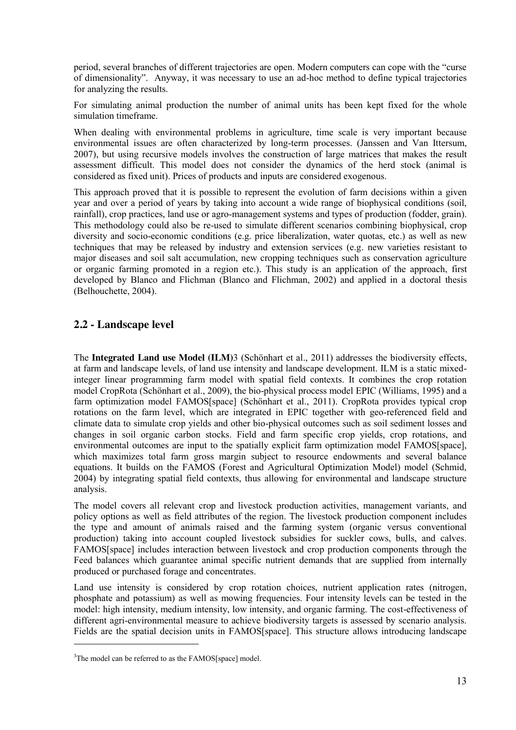period, several branches of different trajectories are open. Modern computers can cope with the "curse of dimensionality". Anyway, it was necessary to use an ad-hoc method to define typical trajectories for analyzing the results.

For simulating animal production the number of animal units has been kept fixed for the whole simulation timeframe.

When dealing with environmental problems in agriculture, time scale is very important because environmental issues are often characterized by long-term processes. (Janssen and Van Ittersum, 2007), but using recursive models involves the construction of large matrices that makes the result assessment difficult. This model does not consider the dynamics of the herd stock (animal is considered as fixed unit). Prices of products and inputs are considered exogenous.

This approach proved that it is possible to represent the evolution of farm decisions within a given year and over a period of years by taking into account a wide range of biophysical conditions (soil, rainfall), crop practices, land use or agro-management systems and types of production (fodder, grain). This methodology could also be re-used to simulate different scenarios combining biophysical, crop diversity and socio-economic conditions (e.g. price liberalization, water quotas, etc.) as well as new techniques that may be released by industry and extension services (e.g. new varieties resistant to major diseases and soil salt accumulation, new cropping techniques such as conservation agriculture or organic farming promoted in a region etc.). This study is an application of the approach, first developed by Blanco and Flichman (Blanco and Flichman, 2002) and applied in a doctoral thesis (Belhouchette, 2004).

## 2.2 - Landscape level

The **Integrated Land use Model (ILM)**[3] (Schönhart et al., 2011) addresses the biodiversity effects, at farm and landscape levels, of land use intensity and landscape development. ILM is a static mixed-integer linear programming farm model with spatial field contexts. It combines the crop rotation model CropRota (Schönhart et al., 2009), the bio-physical process model EPIC (Williams, 1995) and a farm optimization model FAMOS[space] (Schönhart et al., 2011). CropRota provides typical crop rotations on the farm level, which are integrated in EPIC together with geo-referenced field and climate data to simulate crop yields and other bio-physical outcomes such as soil sediment losses and changes in soil organic carbon stocks. Field and farm specific crop yields, crop rotations, and environmental outcomes are input to the spatially explicit farm optimization model FAMOS[space], which maximizes total farm gross margin subject to resource endowments and several balance equations. It builds on the FAMOS (Forest and Agricultural Optimization Model) model (Schmid, 2004) by integrating spatial field contexts, thus allowing for environmental and landscape structure analysis.

The model covers all relevant crop and livestock production activities, management variants, and policy options as well as field attributes of the region. The livestock production component includes the type and amount of animals raised and the farming system (organic versus conventional production) taking into account coupled livestock subsidies for suckler cows, bulls, and calves. FAMOS[space] includes interaction between livestock and crop production components through the Feed balances which guarantee animal specific nutrient demands that are supplied from internally produced or purchased forage and concentrates.

Land use intensity is considered by crop rotation choices, nutrient application rates (nitrogen, phosphate and potassium) as well as mowing frequencies. Four intensity levels can be tested in the model: high intensity, medium intensity, low intensity, and organic farming. The cost-effectiveness of different agri-environmental measure to achieve biodiversity targets is assessed by scenario analysis. Fields are the spatial decision units in FAMOS[space]. This structure allows introducing landscape

[3] The model can be referred to as the FAMOS[space] model.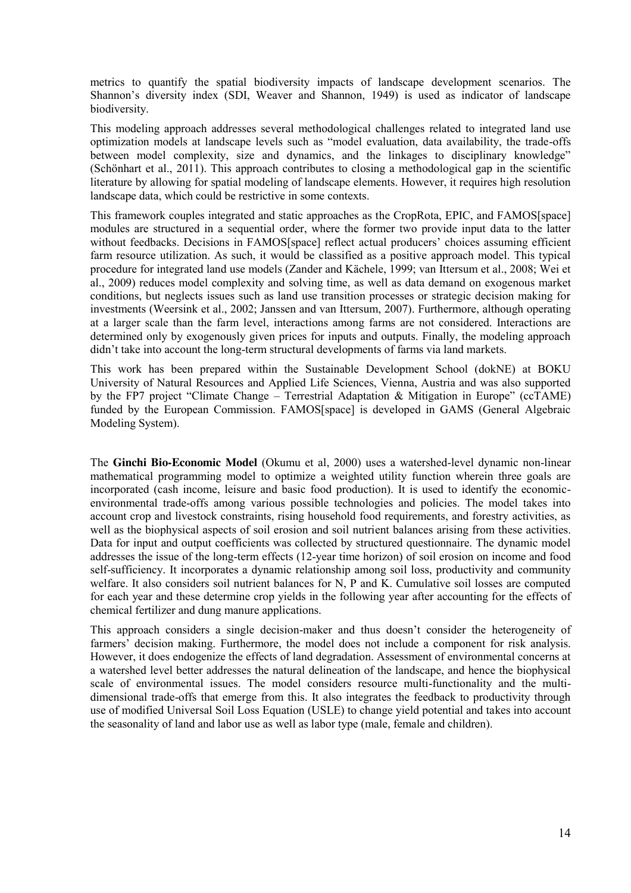metrics to quantify the spatial biodiversity impacts of landscape development scenarios. The Shannon's diversity index (SDI, Weaver and Shannon, 1949) is used as indicator of landscape biodiversity.

This modeling approach addresses several methodological challenges related to integrated land use optimization models at landscape levels such as "model evaluation, data availability, the trade-offs between model complexity, size and dynamics, and the linkages to disciplinary knowledge" (Schönhart et al., 2011). This approach contributes to closing a methodological gap in the scientific literature by allowing for spatial modeling of landscape elements. However, it requires high resolution landscape data, which could be restrictive in some contexts.

This framework couples integrated and static approaches as the CropRota, EPIC, and FAMOS[space] modules are structured in a sequential order, where the former two provide input data to the latter without feedbacks. Decisions in FAMOS[space] reflect actual producers' choices assuming efficient farm resource utilization. As such, it would be classified as a positive approach model. This typical procedure for integrated land use models (Zander and Kächele, 1999; van Ittersum et al., 2008; Wei et al., 2009) reduces model complexity and solving time, as well as data demand on exogenous market conditions, but neglects issues such as land use transition processes or strategic decision making for investments (Weersink et al., 2002; Janssen and van Ittersum, 2007). Furthermore, although operating at a larger scale than the farm level, interactions among farms are not considered. Interactions are determined only by exogenously given prices for inputs and outputs. Finally, the modeling approach didn't take into account the long-term structural developments of farms via land markets.

This work has been prepared within the Sustainable Development School (dokNE) at BOKU University of Natural Resources and Applied Life Sciences, Vienna, Austria and was also supported by the FP7 project "Climate Change – Terrestrial Adaptation & Mitigation in Europe" (ccTAME) funded by the European Commission. FAMOS[space] is developed in GAMS (General Algebraic Modeling System).

The **Ginchi Bio-Economic Model** (Okumu et al, 2000) uses a watershed-level dynamic non-linear mathematical programming model to optimize a weighted utility function wherein three goals are incorporated (cash income, leisure and basic food production). It is used to identify the economic-environmental trade-offs among various possible technologies and policies. The model takes into account crop and livestock constraints, rising household food requirements, and forestry activities, as well as the biophysical aspects of soil erosion and soil nutrient balances arising from these activities. Data for input and output coefficients was collected by structured questionnaire. The dynamic model addresses the issue of the long-term effects (12-year time horizon) of soil erosion on income and food self-sufficiency. It incorporates a dynamic relationship among soil loss, productivity and community welfare. It also considers soil nutrient balances for N, P and K. Cumulative soil losses are computed for each year and these determine crop yields in the following year after accounting for the effects of chemical fertilizer and dung manure applications.

This approach considers a single decision-maker and thus doesn't consider the heterogeneity of farmers' decision making. Furthermore, the model does not include a component for risk analysis. However, it does endogenize the effects of land degradation. Assessment of environmental concerns at a watershed level better addresses the natural delineation of the landscape, and hence the biophysical scale of environmental issues. The model considers resource multi-functionality and the multi-dimensional trade-offs that emerge from this. It also integrates the feedback to productivity through use of modified Universal Soil Loss Equation (USLE) to change yield potential and takes into account the seasonality of land and labor use as well as labor type (male, female and children).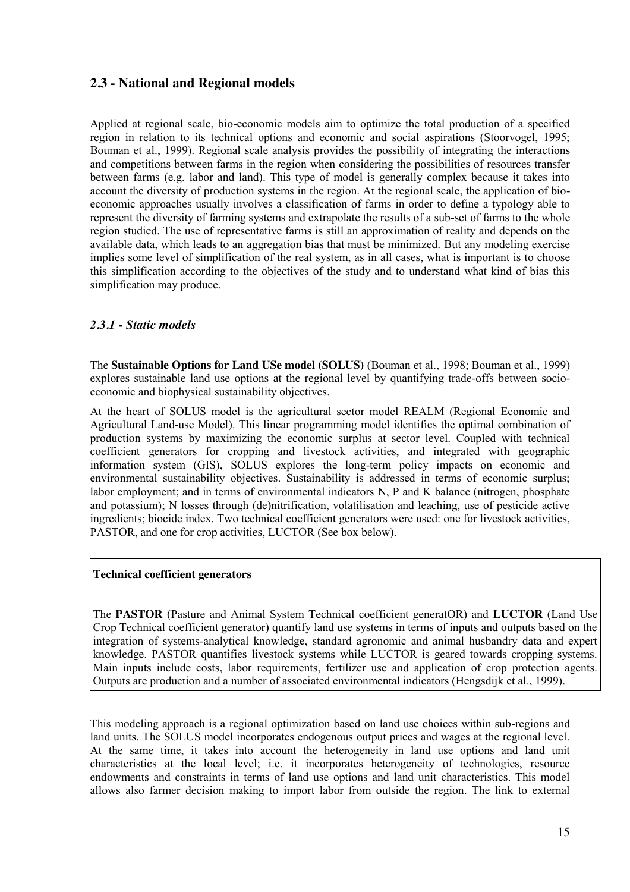## 2.3 - National and Regional models

Applied at regional scale, bio-economic models aim to optimize the total production of a specified region in relation to its technical options and economic and social aspirations (Stoorvogel, 1995; Bouman et al., 1999). Regional scale analysis provides the possibility of integrating the interactions and competitions between farms in the region when considering the possibilities of resources transfer between farms (e.g. labor and land). This type of model is generally complex because it takes into account the diversity of production systems in the region. At the regional scale, the application of bio-economic approaches usually involves a classification of farms in order to define a typology able to represent the diversity of farming systems and extrapolate the results of a sub-set of farms to the whole region studied. The use of representative farms is still an approximation of reality and depends on the available data, which leads to an aggregation bias that must be minimized. But any modeling exercise implies some level of simplification of the real system, as in all cases, what is important is to choose this simplification according to the objectives of the study and to understand what kind of bias this simplification may produce.

### *2.3.1 - Static models*

The **Sustainable Options for Land USe model (SOLUS)** (Bouman et al., 1998; Bouman et al., 1999) explores sustainable land use options at the regional level by quantifying trade-offs between socio-economic and biophysical sustainability objectives.

At the heart of SOLUS model is the agricultural sector model REALM (Regional Economic and Agricultural Land-use Model). This linear programming model identifies the optimal combination of production systems by maximizing the economic surplus at sector level. Coupled with technical coefficient generators for cropping and livestock activities, and integrated with geographic information system (GIS), SOLUS explores the long-term policy impacts on economic and environmental sustainability objectives. Sustainability is addressed in terms of economic surplus; labor employment; and in terms of environmental indicators N, P and K balance (nitrogen, phosphate and potassium); N losses through (de)nitrification, volatilisation and leaching, use of pesticide active ingredients; biocide index. Two technical coefficient generators were used: one for livestock activities, PASTOR, and one for crop activities, LUCTOR (See box below).

**Technical coefficient generators**

The **PASTOR** (Pasture and Animal System Technical coefficient generatOR) and **LUCTOR** (Land Use Crop Technical coefficient generator) quantify land use systems in terms of inputs and outputs based on the integration of systems-analytical knowledge, standard agronomic and animal husbandry data and expert knowledge. PASTOR quantifies livestock systems while LUCTOR is geared towards cropping systems. Main inputs include costs, labor requirements, fertilizer use and application of crop protection agents. Outputs are production and a number of associated environmental indicators (Hengsdijk et al., 1999).

This modeling approach is a regional optimization based on land use choices within sub-regions and land units. The SOLUS model incorporates endogenous output prices and wages at the regional level. At the same time, it takes into account the heterogeneity in land use options and land unit characteristics at the local level; i.e. it incorporates heterogeneity of technologies, resource endowments and constraints in terms of land use options and land unit characteristics. This model allows also farmer decision making to import labor from outside the region. The link to external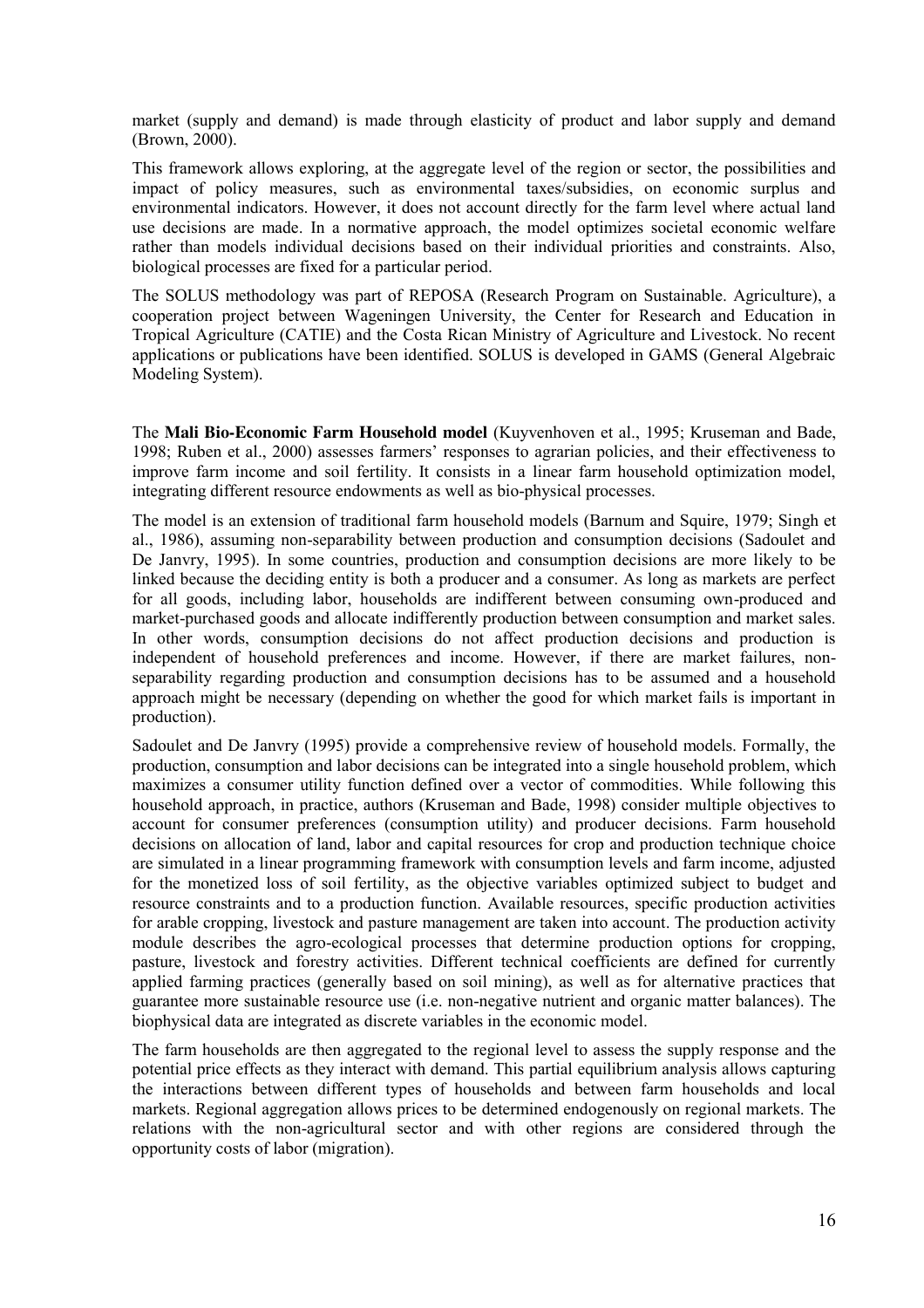market (supply and demand) is made through elasticity of product and labor supply and demand (Brown, 2000).

This framework allows exploring, at the aggregate level of the region or sector, the possibilities and impact of policy measures, such as environmental taxes/subsidies, on economic surplus and environmental indicators. However, it does not account directly for the farm level where actual land use decisions are made. In a normative approach, the model optimizes societal economic welfare rather than models individual decisions based on their individual priorities and constraints. Also, biological processes are fixed for a particular period.

The SOLUS methodology was part of REPOSA (Research Program on Sustainable. Agriculture), a cooperation project between Wageningen University, the Center for Research and Education in Tropical Agriculture (CATIE) and the Costa Rican Ministry of Agriculture and Livestock. No recent applications or publications have been identified. SOLUS is developed in GAMS (General Algebraic Modeling System).

The **Mali Bio-Economic Farm Household model** (Kuyvenhoven et al., 1995; Kruseman and Bade, 1998; Ruben et al., 2000) assesses farmers' responses to agrarian policies, and their effectiveness to improve farm income and soil fertility. It consists in a linear farm household optimization model, integrating different resource endowments as well as bio-physical processes.

The model is an extension of traditional farm household models (Barnum and Squire, 1979; Singh et al., 1986), assuming non-separability between production and consumption decisions (Sadoulet and De Janvry, 1995). In some countries, production and consumption decisions are more likely to be linked because the deciding entity is both a producer and a consumer. As long as markets are perfect for all goods, including labor, households are indifferent between consuming own-produced and market-purchased goods and allocate indifferently production between consumption and market sales. In other words, consumption decisions do not affect production decisions and production is independent of household preferences and income. However, if there are market failures, non-separability regarding production and consumption decisions has to be assumed and a household approach might be necessary (depending on whether the good for which market fails is important in production).

Sadoulet and De Janvry (1995) provide a comprehensive review of household models. Formally, the production, consumption and labor decisions can be integrated into a single household problem, which maximizes a consumer utility function defined over a vector of commodities. While following this household approach, in practice, authors (Kruseman and Bade, 1998) consider multiple objectives to account for consumer preferences (consumption utility) and producer decisions. Farm household decisions on allocation of land, labor and capital resources for crop and production technique choice are simulated in a linear programming framework with consumption levels and farm income, adjusted for the monetized loss of soil fertility, as the objective variables optimized subject to budget and resource constraints and to a production function. Available resources, specific production activities for arable cropping, livestock and pasture management are taken into account. The production activity module describes the agro-ecological processes that determine production options for cropping, pasture, livestock and forestry activities. Different technical coefficients are defined for currently applied farming practices (generally based on soil mining), as well as for alternative practices that guarantee more sustainable resource use (i.e. non-negative nutrient and organic matter balances). The biophysical data are integrated as discrete variables in the economic model.

The farm households are then aggregated to the regional level to assess the supply response and the potential price effects as they interact with demand. This partial equilibrium analysis allows capturing the interactions between different types of households and between farm households and local markets. Regional aggregation allows prices to be determined endogenously on regional markets. The relations with the non-agricultural sector and with other regions are considered through the opportunity costs of labor (migration).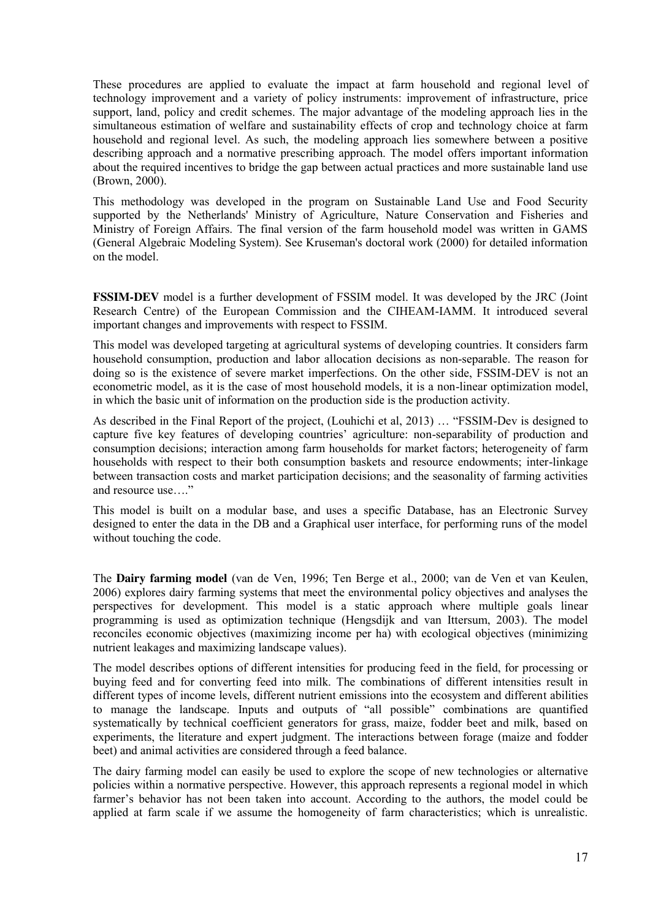These procedures are applied to evaluate the impact at farm household and regional level of technology improvement and a variety of policy instruments: improvement of infrastructure, price support, land, policy and credit schemes. The major advantage of the modeling approach lies in the simultaneous estimation of welfare and sustainability effects of crop and technology choice at farm household and regional level. As such, the modeling approach lies somewhere between a positive describing approach and a normative prescribing approach. The model offers important information about the required incentives to bridge the gap between actual practices and more sustainable land use (Brown, 2000).

This methodology was developed in the program on Sustainable Land Use and Food Security supported by the Netherlands' Ministry of Agriculture, Nature Conservation and Fisheries and Ministry of Foreign Affairs. The final version of the farm household model was written in GAMS (General Algebraic Modeling System). See Kruseman's doctoral work (2000) for detailed information on the model.

**FSSIM-DEV** model is a further development of FSSIM model. It was developed by the JRC (Joint Research Centre) of the European Commission and the CIHEAM-IAMM. It introduced several important changes and improvements with respect to FSSIM.

This model was developed targeting at agricultural systems of developing countries. It considers farm household consumption, production and labor allocation decisions as non-separable. The reason for doing so is the existence of severe market imperfections. On the other side, FSSIM-DEV is not an econometric model, as it is the case of most household models, it is a non-linear optimization model, in which the basic unit of information on the production side is the production activity.

As described in the Final Report of the project, (Louhichi et al, 2013) … "FSSIM-Dev is designed to capture five key features of developing countries' agriculture: non-separability of production and consumption decisions; interaction among farm households for market factors; heterogeneity of farm households with respect to their both consumption baskets and resource endowments; inter-linkage between transaction costs and market participation decisions; and the seasonality of farming activities and resource use…."

This model is built on a modular base, and uses a specific Database, has an Electronic Survey designed to enter the data in the DB and a Graphical user interface, for performing runs of the model without touching the code.

The **Dairy farming model** (van de Ven, 1996; Ten Berge et al., 2000; van de Ven et van Keulen, 2006) explores dairy farming systems that meet the environmental policy objectives and analyses the perspectives for development. This model is a static approach where multiple goals linear programming is used as optimization technique (Hengsdijk and van Ittersum, 2003). The model reconciles economic objectives (maximizing income per ha) with ecological objectives (minimizing nutrient leakages and maximizing landscape values).

The model describes options of different intensities for producing feed in the field, for processing or buying feed and for converting feed into milk. The combinations of different intensities result in different types of income levels, different nutrient emissions into the ecosystem and different abilities to manage the landscape. Inputs and outputs of "all possible" combinations are quantified systematically by technical coefficient generators for grass, maize, fodder beet and milk, based on experiments, the literature and expert judgment. The interactions between forage (maize and fodder beet) and animal activities are considered through a feed balance.

The dairy farming model can easily be used to explore the scope of new technologies or alternative policies within a normative perspective. However, this approach represents a regional model in which farmer's behavior has not been taken into account. According to the authors, the model could be applied at farm scale if we assume the homogeneity of farm characteristics; which is unrealistic.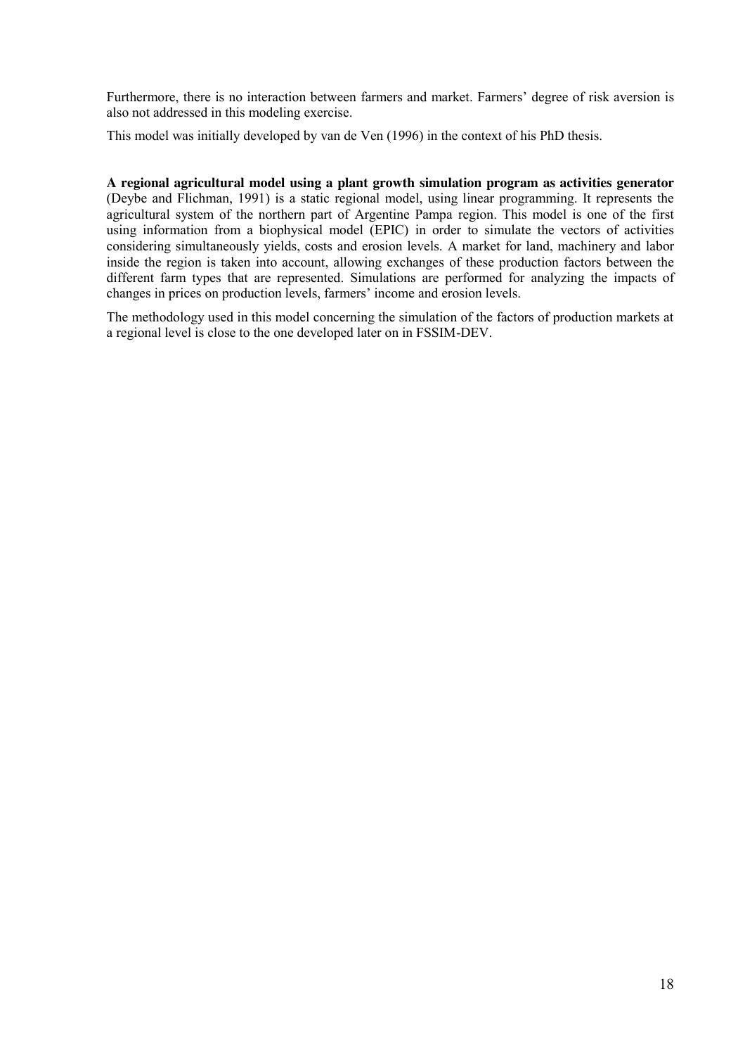Furthermore, there is no interaction between farmers and market. Farmers' degree of risk aversion is also not addressed in this modeling exercise.

This model was initially developed by van de Ven (1996) in the context of his PhD thesis.

**A regional agricultural model using a plant growth simulation program as activities generator** (Deybe and Flichman, 1991) is a static regional model, using linear programming. It represents the agricultural system of the northern part of Argentine Pampa region. This model is one of the first using information from a biophysical model (EPIC) in order to simulate the vectors of activities considering simultaneously yields, costs and erosion levels. A market for land, machinery and labor inside the region is taken into account, allowing exchanges of these production factors between the different farm types that are represented. Simulations are performed for analyzing the impacts of changes in prices on production levels, farmers' income and erosion levels.

The methodology used in this model concerning the simulation of the factors of production markets at a regional level is close to the one developed later on in FSSIM-DEV.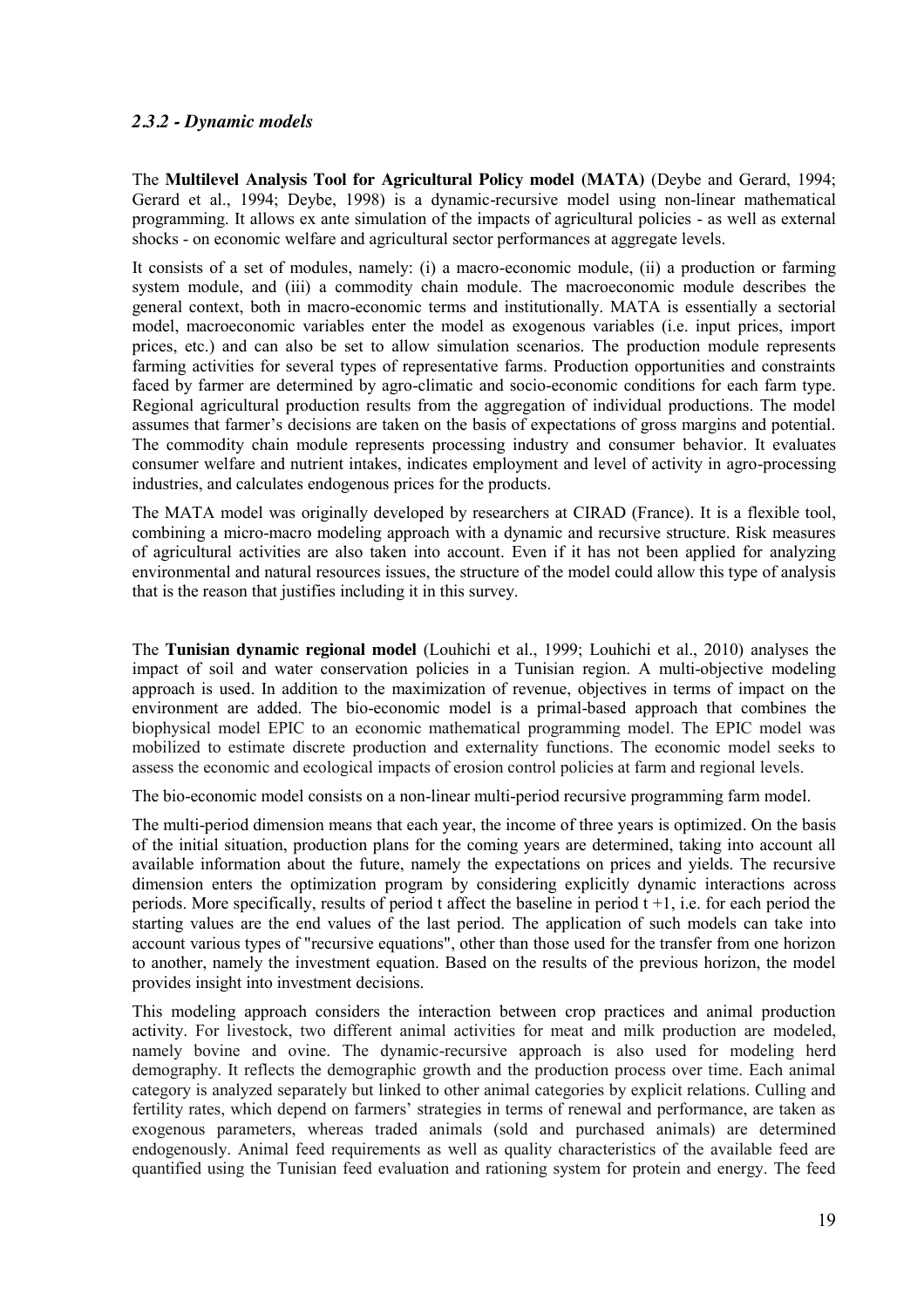### *2.3.2 - Dynamic models*

The **Multilevel Analysis Tool for Agricultural Policy model (MATA)** (Deybe and Gerard, 1994; Gerard et al., 1994; Deybe, 1998) is a dynamic-recursive model using non-linear mathematical programming. It allows ex ante simulation of the impacts of agricultural policies - as well as external shocks - on economic welfare and agricultural sector performances at aggregate levels.

It consists of a set of modules, namely: (i) a macro-economic module, (ii) a production or farming system module, and (iii) a commodity chain module. The macroeconomic module describes the general context, both in macro-economic terms and institutionally. MATA is essentially a sectorial model, macroeconomic variables enter the model as exogenous variables (i.e. input prices, import prices, etc.) and can also be set to allow simulation scenarios. The production module represents farming activities for several types of representative farms. Production opportunities and constraints faced by farmer are determined by agro-climatic and socio-economic conditions for each farm type. Regional agricultural production results from the aggregation of individual productions. The model assumes that farmer's decisions are taken on the basis of expectations of gross margins and potential. The commodity chain module represents processing industry and consumer behavior. It evaluates consumer welfare and nutrient intakes, indicates employment and level of activity in agro-processing industries, and calculates endogenous prices for the products.

The MATA model was originally developed by researchers at CIRAD (France). It is a flexible tool, combining a micro-macro modeling approach with a dynamic and recursive structure. Risk measures of agricultural activities are also taken into account. Even if it has not been applied for analyzing environmental and natural resources issues, the structure of the model could allow this type of analysis that is the reason that justifies including it in this survey.

The **Tunisian dynamic regional model** (Louhichi et al., 1999; Louhichi et al., 2010) analyses the impact of soil and water conservation policies in a Tunisian region. A multi-objective modeling approach is used. In addition to the maximization of revenue, objectives in terms of impact on the environment are added. The bio-economic model is a primal-based approach that combines the biophysical model EPIC to an economic mathematical programming model. The EPIC model was mobilized to estimate discrete production and externality functions. The economic model seeks to assess the economic and ecological impacts of erosion control policies at farm and regional levels.

The bio-economic model consists on a non-linear multi-period recursive programming farm model.

The multi-period dimension means that each year, the income of three years is optimized. On the basis of the initial situation, production plans for the coming years are determined, taking into account all available information about the future, namely the expectations on prices and yields. The recursive dimension enters the optimization program by considering explicitly dynamic interactions across periods. More specifically, results of period t affect the baseline in period t +1, i.e. for each period the starting values are the end values of the last period. The application of such models can take into account various types of "recursive equations", other than those used for the transfer from one horizon to another, namely the investment equation. Based on the results of the previous horizon, the model provides insight into investment decisions.

This modeling approach considers the interaction between crop practices and animal production activity. For livestock, two different animal activities for meat and milk production are modeled, namely bovine and ovine. The dynamic-recursive approach is also used for modeling herd demography. It reflects the demographic growth and the production process over time. Each animal category is analyzed separately but linked to other animal categories by explicit relations. Culling and fertility rates, which depend on farmers' strategies in terms of renewal and performance, are taken as exogenous parameters, whereas traded animals (sold and purchased animals) are determined endogenously. Animal feed requirements as well as quality characteristics of the available feed are quantified using the Tunisian feed evaluation and rationing system for protein and energy. The feed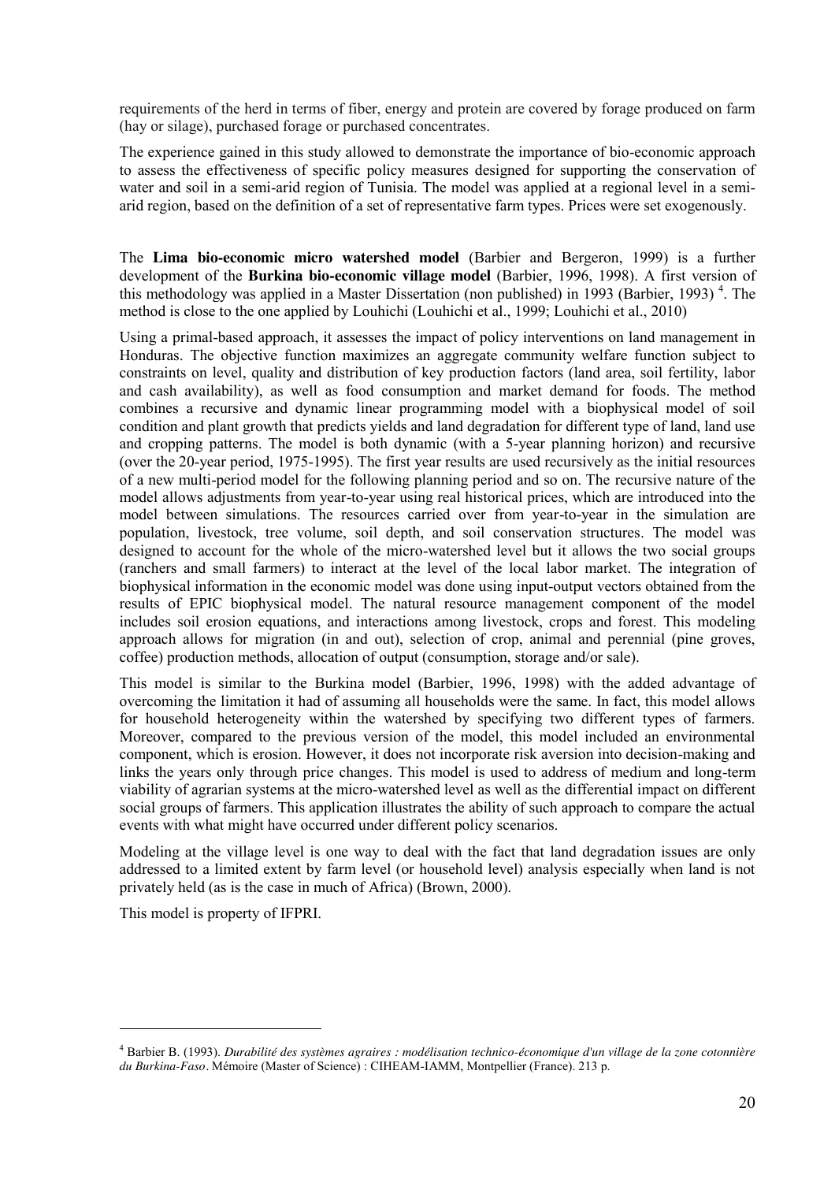requirements of the herd in terms of fiber, energy and protein are covered by forage produced on farm (hay or silage), purchased forage or purchased concentrates.

The experience gained in this study allowed to demonstrate the importance of bio-economic approach to assess the effectiveness of specific policy measures designed for supporting the conservation of water and soil in a semi-arid region of Tunisia. The model was applied at a regional level in a semi-arid region, based on the definition of a set of representative farm types. Prices were set exogenously.

The **Lima bio-economic micro watershed model** (Barbier and Bergeron, 1999) is a further development of the **Burkina bio-economic village model** (Barbier, 1996, 1998). A first version of this methodology was applied in a Master Dissertation (non published) in 1993 (Barbier, 1993) [4]. The method is close to the one applied by Louhichi (Louhichi et al., 1999; Louhichi et al., 2010)

Using a primal-based approach, it assesses the impact of policy interventions on land management in Honduras. The objective function maximizes an aggregate community welfare function subject to constraints on level, quality and distribution of key production factors (land area, soil fertility, labor and cash availability), as well as food consumption and market demand for foods. The method combines a recursive and dynamic linear programming model with a biophysical model of soil condition and plant growth that predicts yields and land degradation for different type of land, land use and cropping patterns. The model is both dynamic (with a 5-year planning horizon) and recursive (over the 20-year period, 1975-1995). The first year results are used recursively as the initial resources of a new multi-period model for the following planning period and so on. The recursive nature of the model allows adjustments from year-to-year using real historical prices, which are introduced into the model between simulations. The resources carried over from year-to-year in the simulation are population, livestock, tree volume, soil depth, and soil conservation structures. The model was designed to account for the whole of the micro-watershed level but it allows the two social groups (ranchers and small farmers) to interact at the level of the local labor market. The integration of biophysical information in the economic model was done using input-output vectors obtained from the results of EPIC biophysical model. The natural resource management component of the model includes soil erosion equations, and interactions among livestock, crops and forest. This modeling approach allows for migration (in and out), selection of crop, animal and perennial (pine groves, coffee) production methods, allocation of output (consumption, storage and/or sale).

This model is similar to the Burkina model (Barbier, 1996, 1998) with the added advantage of overcoming the limitation it had of assuming all households were the same. In fact, this model allows for household heterogeneity within the watershed by specifying two different types of farmers. Moreover, compared to the previous version of the model, this model included an environmental component, which is erosion. However, it does not incorporate risk aversion into decision-making and links the years only through price changes. This model is used to address of medium and long-term viability of agrarian systems at the micro-watershed level as well as the differential impact on different social groups of farmers. This application illustrates the ability of such approach to compare the actual events with what might have occurred under different policy scenarios.

Modeling at the village level is one way to deal with the fact that land degradation issues are only addressed to a limited extent by farm level (or household level) analysis especially when land is not privately held (as is the case in much of Africa) (Brown, 2000).

This model is property of IFPRI.

---

[4] Barbier B. (1993). *Durabilité des systèmes agraires : modélisation technico-économique d'un village de la zone cotonnière du Burkina-Faso*. Mémoire (Master of Science) : CIHEAM-IAMM, Montpellier (France). 213 p.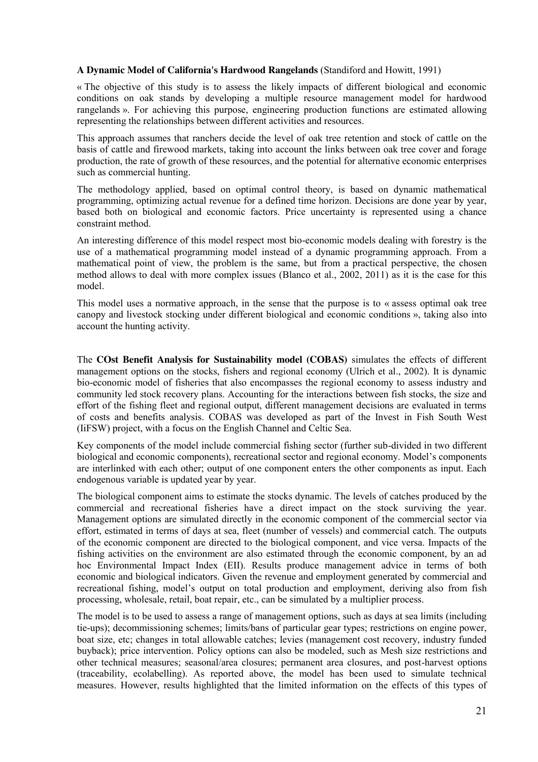**A Dynamic Model of California's Hardwood Rangelands** (Standiford and Howitt, 1991)

« The objective of this study is to assess the likely impacts of different biological and economic conditions on oak stands by developing a multiple resource management model for hardwood rangelands ». For achieving this purpose, engineering production functions are estimated allowing representing the relationships between different activities and resources.

This approach assumes that ranchers decide the level of oak tree retention and stock of cattle on the basis of cattle and firewood markets, taking into account the links between oak tree cover and forage production, the rate of growth of these resources, and the potential for alternative economic enterprises such as commercial hunting.

The methodology applied, based on optimal control theory, is based on dynamic mathematical programming, optimizing actual revenue for a defined time horizon. Decisions are done year by year, based both on biological and economic factors. Price uncertainty is represented using a chance constraint method.

An interesting difference of this model respect most bio-economic models dealing with forestry is the use of a mathematical programming model instead of a dynamic programming approach. From a mathematical point of view, the problem is the same, but from a practical perspective, the chosen method allows to deal with more complex issues (Blanco et al., 2002, 2011) as it is the case for this model.

This model uses a normative approach, in the sense that the purpose is to « assess optimal oak tree canopy and livestock stocking under different biological and economic conditions », taking also into account the hunting activity.

The **COst Benefit Analysis for Sustainability model (COBAS)** simulates the effects of different management options on the stocks, fishers and regional economy (Ulrich et al., 2002). It is dynamic bio-economic model of fisheries that also encompasses the regional economy to assess industry and community led stock recovery plans. Accounting for the interactions between fish stocks, the size and effort of the fishing fleet and regional output, different management decisions are evaluated in terms of costs and benefits analysis. COBAS was developed as part of the Invest in Fish South West (IiFSW) project, with a focus on the English Channel and Celtic Sea.

Key components of the model include commercial fishing sector (further sub-divided in two different biological and economic components), recreational sector and regional economy. Model's components are interlinked with each other; output of one component enters the other components as input. Each endogenous variable is updated year by year.

The biological component aims to estimate the stocks dynamic. The levels of catches produced by the commercial and recreational fisheries have a direct impact on the stock surviving the year. Management options are simulated directly in the economic component of the commercial sector via effort, estimated in terms of days at sea, fleet (number of vessels) and commercial catch. The outputs of the economic component are directed to the biological component, and vice versa. Impacts of the fishing activities on the environment are also estimated through the economic component, by an ad hoc Environmental Impact Index (EII). Results produce management advice in terms of both economic and biological indicators. Given the revenue and employment generated by commercial and recreational fishing, model's output on total production and employment, deriving also from fish processing, wholesale, retail, boat repair, etc., can be simulated by a multiplier process.

The model is to be used to assess a range of management options, such as days at sea limits (including tie-ups); decommissioning schemes; limits/bans of particular gear types; restrictions on engine power, boat size, etc; changes in total allowable catches; levies (management cost recovery, industry funded buyback); price intervention. Policy options can also be modeled, such as Mesh size restrictions and other technical measures; seasonal/area closures; permanent area closures, and post-harvest options (traceability, ecolabelling). As reported above, the model has been used to simulate technical measures. However, results highlighted that the limited information on the effects of this types of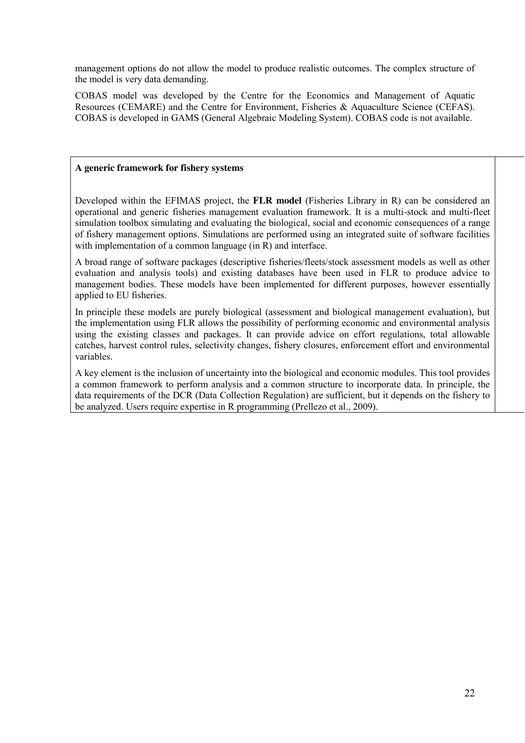management options do not allow the model to produce realistic outcomes. The complex structure of the model is very data demanding.

COBAS model was developed by the Centre for the Economics and Management of Aquatic Resources (CEMARE) and the Centre for Environment, Fisheries & Aquaculture Science (CEFAS). COBAS is developed in GAMS (General Algebraic Modeling System). COBAS code is not available.

**A generic framework for fishery systems**

Developed within the EFIMAS project, the **FLR model** (Fisheries Library in R) can be considered an operational and generic fisheries management evaluation framework. It is a multi-stock and multi-fleet simulation toolbox simulating and evaluating the biological, social and economic consequences of a range of fishery management options. Simulations are performed using an integrated suite of software facilities with implementation of a common language (in R) and interface.

A broad range of software packages (descriptive fisheries/fleets/stock assessment models as well as other evaluation and analysis tools) and existing databases have been used in FLR to produce advice to management bodies. These models have been implemented for different purposes, however essentially applied to EU fisheries.

In principle these models are purely biological (assessment and biological management evaluation), but the implementation using FLR allows the possibility of performing economic and environmental analysis using the existing classes and packages. It can provide advice on effort regulations, total allowable catches, harvest control rules, selectivity changes, fishery closures, enforcement effort and environmental variables.

A key element is the inclusion of uncertainty into the biological and economic modules. This tool provides a common framework to perform analysis and a common structure to incorporate data. In principle, the data requirements of the DCR (Data Collection Regulation) are sufficient, but it depends on the fishery to be analyzed. Users require expertise in R programming (Prellezo et al., 2009).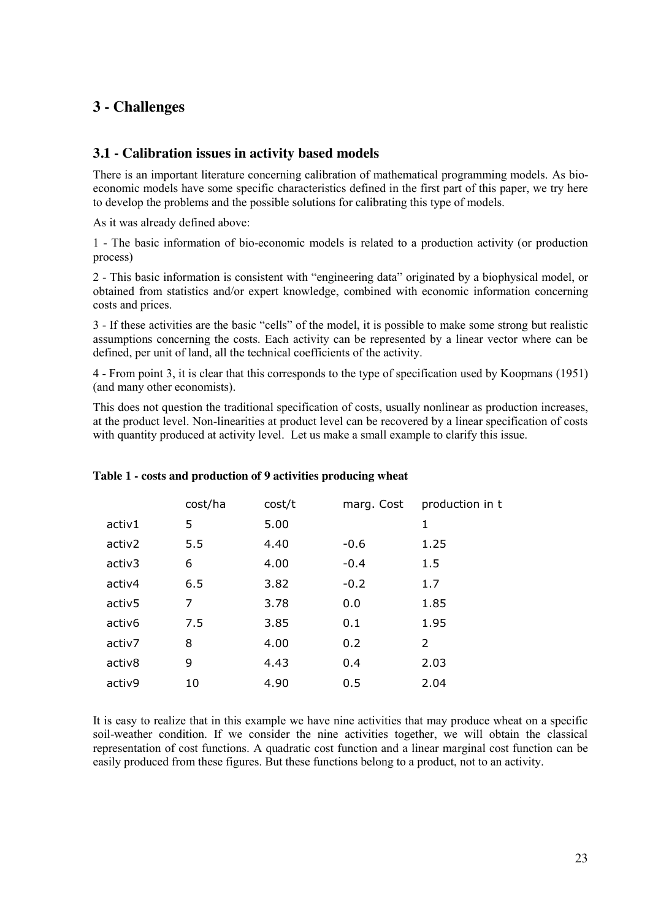## 3 - Challenges

### 3.1 - Calibration issues in activity based models

There is an important literature concerning calibration of mathematical programming models. As bio-economic models have some specific characteristics defined in the first part of this paper, we try here to develop the problems and the possible solutions for calibrating this type of models.

As it was already defined above:

1 - The basic information of bio-economic models is related to a production activity (or production process)

2 - This basic information is consistent with "engineering data" originated by a biophysical model, or obtained from statistics and/or expert knowledge, combined with economic information concerning costs and prices.

3 - If these activities are the basic "cells" of the model, it is possible to make some strong but realistic assumptions concerning the costs. Each activity can be represented by a linear vector where can be defined, per unit of land, all the technical coefficients of the activity.

4 - From point 3, it is clear that this corresponds to the type of specification used by Koopmans (1951) (and many other economists).

This does not question the traditional specification of costs, usually nonlinear as production increases, at the product level. Non-linearities at product level can be recovered by a linear specification of costs with quantity produced at activity level. Let us make a small example to clarify this issue.

**Table 1 - costs and production of 9 activities producing wheat**

| | cost/ha | cost/t | marg. Cost | production in t |
|---|---|---|---|---|
| activ1 | 5 | 5.00 | | 1 |
| activ2 | 5.5 | 4.40 | -0.6 | 1.25 |
| activ3 | 6 | 4.00 | -0.4 | 1.5 |
| activ4 | 6.5 | 3.82 | -0.2 | 1.7 |
| activ5 | 7 | 3.78 | 0.0 | 1.85 |
| activ6 | 7.5 | 3.85 | 0.1 | 1.95 |
| activ7 | 8 | 4.00 | 0.2 | 2 |
| activ8 | 9 | 4.43 | 0.4 | 2.03 |
| activ9 | 10 | 4.90 | 0.5 | 2.04 |

It is easy to realize that in this example we have nine activities that may produce wheat on a specific soil-weather condition. If we consider the nine activities together, we will obtain the classical representation of cost functions. A quadratic cost function and a linear marginal cost function can be easily produced from these figures. But these functions belong to a product, not to an activity.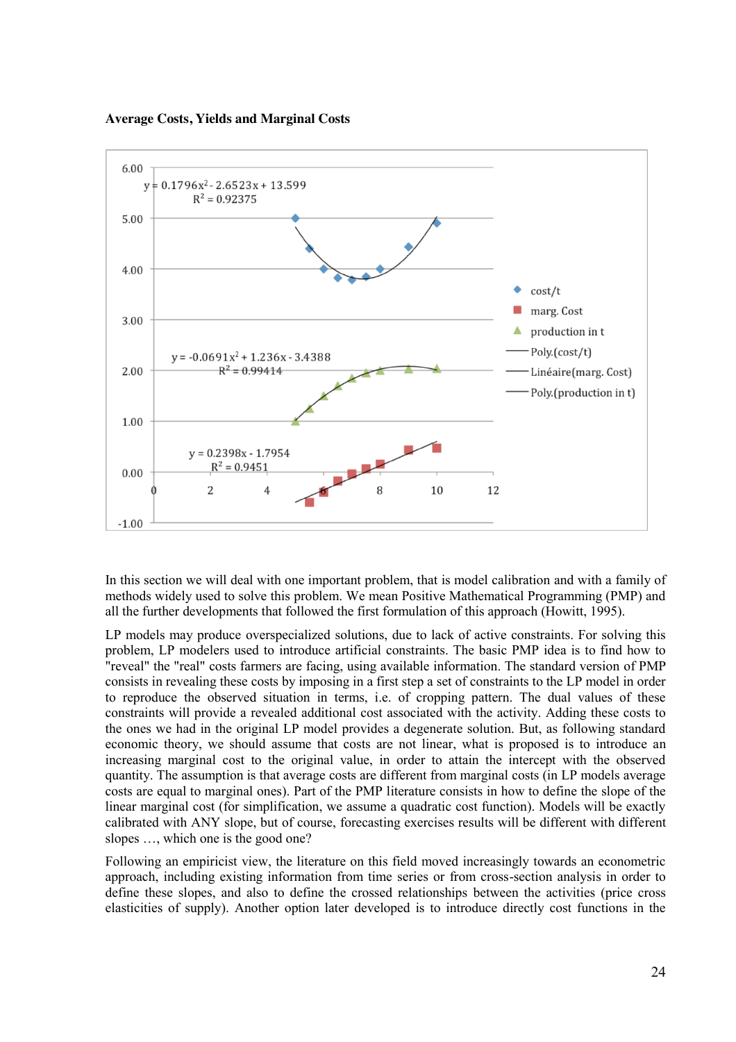**Average Costs, Yields and Marginal Costs**

$y = 0.1796x^2 - 2.6523x + 13.599$
$R^2 = 0.92375$

$y = -0.0691x^2 + 1.236x - 3.4388$
$R^2 = 0.99414$

$y = 0.2398x - 1.7954$
$R^2 = 0.9451$

Legend: cost/t; marg. Cost; production in t; Poly.(cost/t); Linéaire(marg. Cost); Poly.(production in t)

In this section we will deal with one important problem, that is model calibration and with a family of methods widely used to solve this problem. We mean Positive Mathematical Programming (PMP) and all the further developments that followed the first formulation of this approach (Howitt, 1995).

LP models may produce overspecialized solutions, due to lack of active constraints. For solving this problem, LP modelers used to introduce artificial constraints. The basic PMP idea is to find how to "reveal" the "real" costs farmers are facing, using available information. The standard version of PMP consists in revealing these costs by imposing in a first step a set of constraints to the LP model in order to reproduce the observed situation in terms, i.e. of cropping pattern. The dual values of these constraints will provide a revealed additional cost associated with the activity. Adding these costs to the ones we had in the original LP model provides a degenerate solution. But, as following standard economic theory, we should assume that costs are not linear, what is proposed is to introduce an increasing marginal cost to the original value, in order to attain the intercept with the observed quantity. The assumption is that average costs are different from marginal costs (in LP models average costs are equal to marginal ones). Part of the PMP literature consists in how to define the slope of the linear marginal cost (for simplification, we assume a quadratic cost function). Models will be exactly calibrated with ANY slope, but of course, forecasting exercises results will be different with different slopes …, which one is the good one?

Following an empiricist view, the literature on this field moved increasingly towards an econometric approach, including existing information from time series or from cross-section analysis in order to define these slopes, and also to define the crossed relationships between the activities (price cross elasticities of supply). Another option later developed is to introduce directly cost functions in the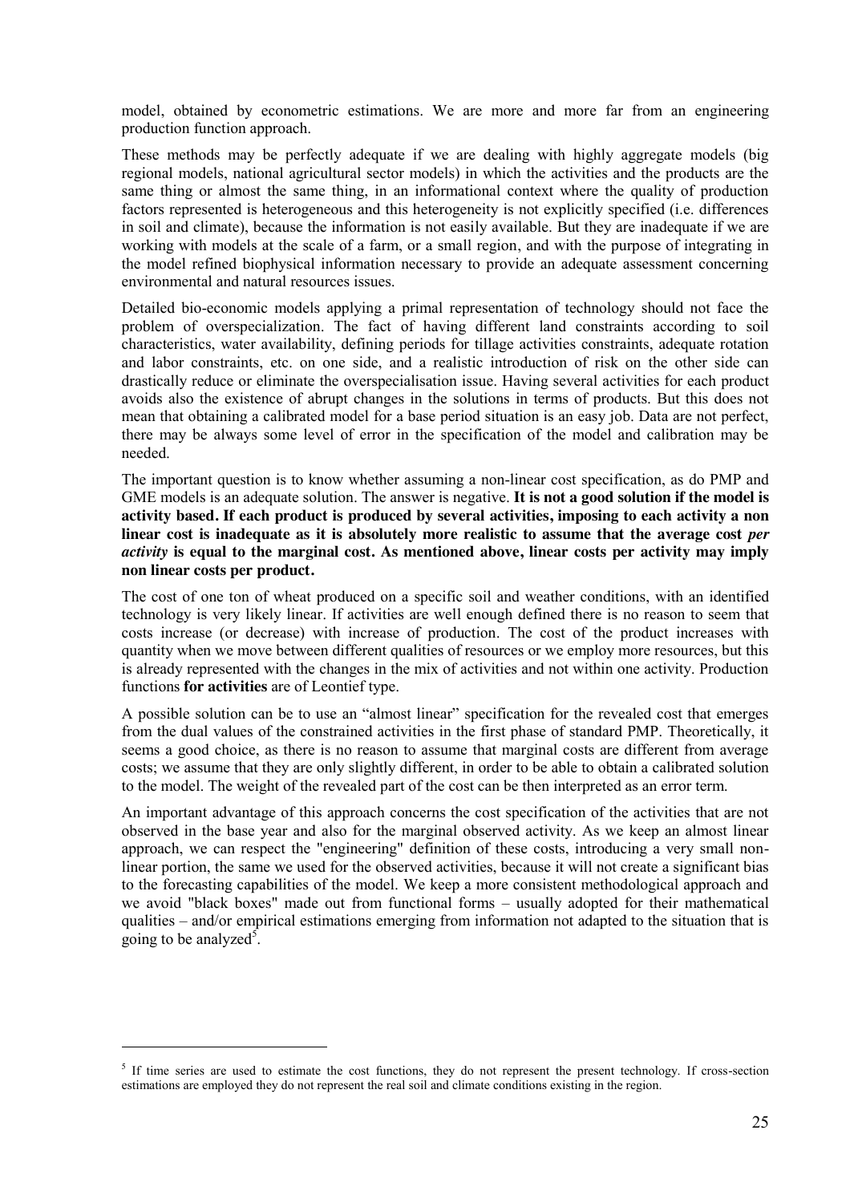model, obtained by econometric estimations. We are more and more far from an engineering production function approach.

These methods may be perfectly adequate if we are dealing with highly aggregate models (big regional models, national agricultural sector models) in which the activities and the products are the same thing or almost the same thing, in an informational context where the quality of production factors represented is heterogeneous and this heterogeneity is not explicitly specified (i.e. differences in soil and climate), because the information is not easily available. But they are inadequate if we are working with models at the scale of a farm, or a small region, and with the purpose of integrating in the model refined biophysical information necessary to provide an adequate assessment concerning environmental and natural resources issues.

Detailed bio-economic models applying a primal representation of technology should not face the problem of overspecialization. The fact of having different land constraints according to soil characteristics, water availability, defining periods for tillage activities constraints, adequate rotation and labor constraints, etc. on one side, and a realistic introduction of risk on the other side can drastically reduce or eliminate the overspecialisation issue. Having several activities for each product avoids also the existence of abrupt changes in the solutions in terms of products. But this does not mean that obtaining a calibrated model for a base period situation is an easy job. Data are not perfect, there may be always some level of error in the specification of the model and calibration may be needed.

The important question is to know whether assuming a non-linear cost specification, as do PMP and GME models is an adequate solution. The answer is negative. **It is not a good solution if the model is activity based. If each product is produced by several activities, imposing to each activity a non linear cost is inadequate as it is absolutely more realistic to assume that the average cost *per activity* is equal to the marginal cost. As mentioned above, linear costs per activity may imply non linear costs per product.**

The cost of one ton of wheat produced on a specific soil and weather conditions, with an identified technology is very likely linear. If activities are well enough defined there is no reason to seem that costs increase (or decrease) with increase of production. The cost of the product increases with quantity when we move between different qualities of resources or we employ more resources, but this is already represented with the changes in the mix of activities and not within one activity. Production functions **for activities** are of Leontief type.

A possible solution can be to use an "almost linear" specification for the revealed cost that emerges from the dual values of the constrained activities in the first phase of standard PMP. Theoretically, it seems a good choice, as there is no reason to assume that marginal costs are different from average costs; we assume that they are only slightly different, in order to be able to obtain a calibrated solution to the model. The weight of the revealed part of the cost can be then interpreted as an error term.

An important advantage of this approach concerns the cost specification of the activities that are not observed in the base year and also for the marginal observed activity. As we keep an almost linear approach, we can respect the "engineering" definition of these costs, introducing a very small non-linear portion, the same we used for the observed activities, because it will not create a significant bias to the forecasting capabilities of the model. We keep a more consistent methodological approach and we avoid "black boxes" made out from functional forms – usually adopted for their mathematical qualities – and/or empirical estimations emerging from information not adapted to the situation that is going to be analyzed[5].

---

[5] If time series are used to estimate the cost functions, they do not represent the present technology. If cross-section estimations are employed they do not represent the real soil and climate conditions existing in the region.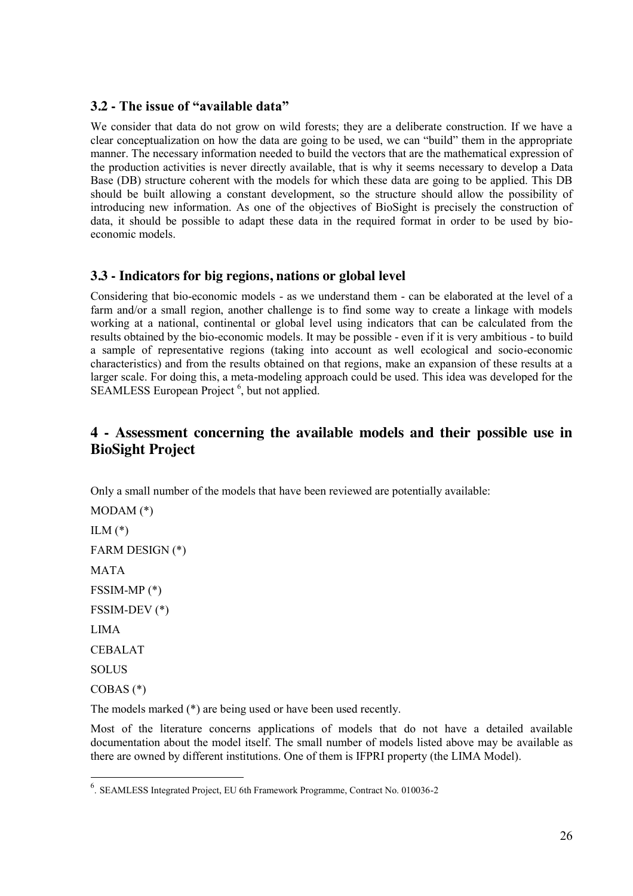### 3.2 - The issue of "available data"

We consider that data do not grow on wild forests; they are a deliberate construction. If we have a clear conceptualization on how the data are going to be used, we can "build" them in the appropriate manner. The necessary information needed to build the vectors that are the mathematical expression of the production activities is never directly available, that is why it seems necessary to develop a Data Base (DB) structure coherent with the models for which these data are going to be applied. This DB should be built allowing a constant development, so the structure should allow the possibility of introducing new information. As one of the objectives of BioSight is precisely the construction of data, it should be possible to adapt these data in the required format in order to be used by bio-economic models.

### 3.3 - Indicators for big regions, nations or global level

Considering that bio-economic models - as we understand them - can be elaborated at the level of a farm and/or a small region, another challenge is to find some way to create a linkage with models working at a national, continental or global level using indicators that can be calculated from the results obtained by the bio-economic models. It may be possible - even if it is very ambitious - to build a sample of representative regions (taking into account as well ecological and socio-economic characteristics) and from the results obtained on that regions, make an expansion of these results at a larger scale. For doing this, a meta-modeling approach could be used. This idea was developed for the SEAMLESS European Project [6], but not applied.

## 4 - Assessment concerning the available models and their possible use in BioSight Project

Only a small number of the models that have been reviewed are potentially available:

MODAM (*)

ILM (*)

FARM DESIGN (*)

MATA

FSSIM-MP (*)

FSSIM-DEV (*)

LIMA

CEBALAT

SOLUS

COBAS (*)

The models marked (*) are being used or have been used recently.

Most of the literature concerns applications of models that do not have a detailed available documentation about the model itself. The small number of models listed above may be available as there are owned by different institutions. One of them is IFPRI property (the LIMA Model).

---

[6]. SEAMLESS Integrated Project, EU 6th Framework Programme, Contract No. 010036-2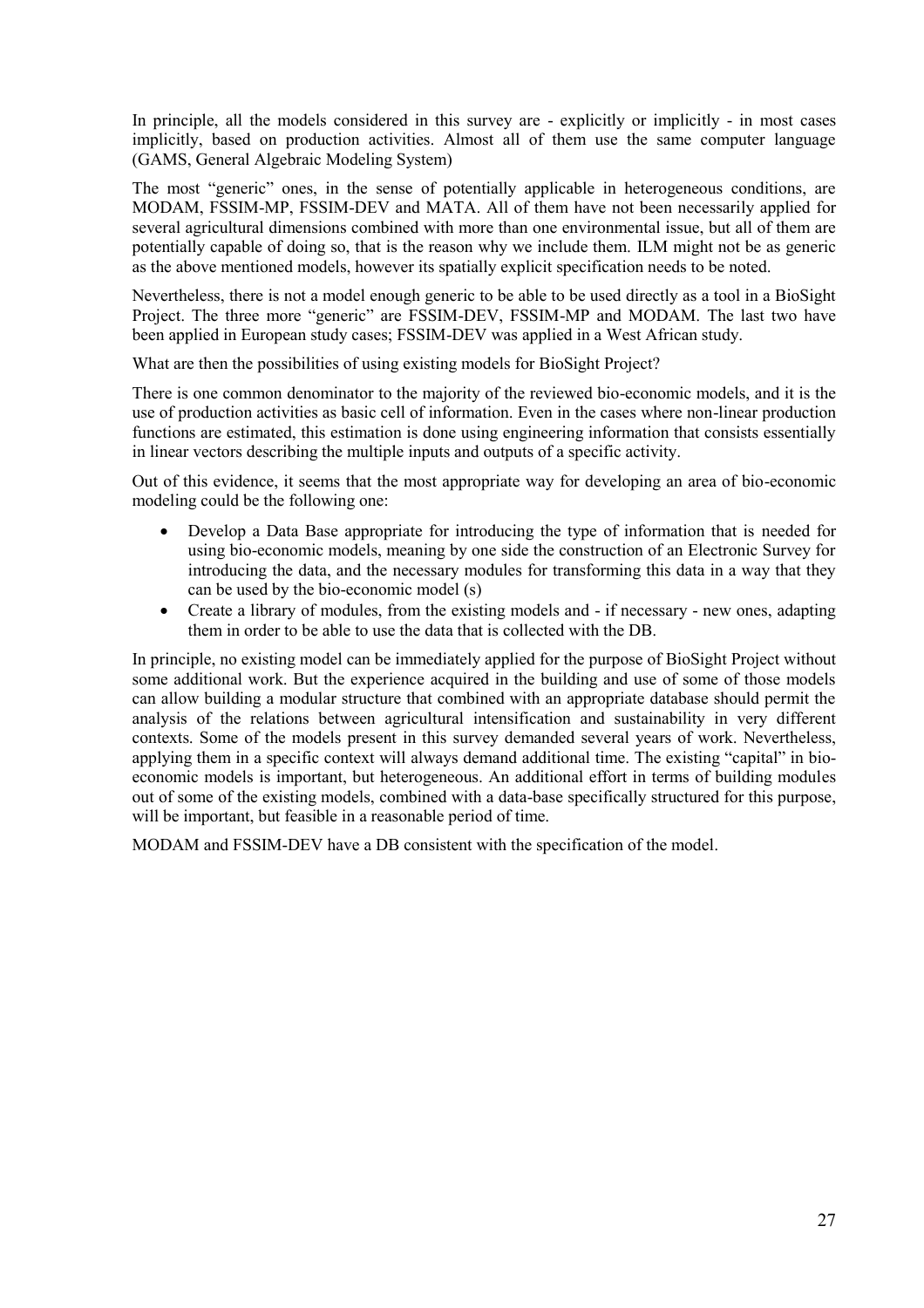In principle, all the models considered in this survey are - explicitly or implicitly - in most cases implicitly, based on production activities. Almost all of them use the same computer language (GAMS, General Algebraic Modeling System)

The most "generic" ones, in the sense of potentially applicable in heterogeneous conditions, are MODAM, FSSIM-MP, FSSIM-DEV and MATA. All of them have not been necessarily applied for several agricultural dimensions combined with more than one environmental issue, but all of them are potentially capable of doing so, that is the reason why we include them. ILM might not be as generic as the above mentioned models, however its spatially explicit specification needs to be noted.

Nevertheless, there is not a model enough generic to be able to be used directly as a tool in a BioSight Project. The three more "generic" are FSSIM-DEV, FSSIM-MP and MODAM. The last two have been applied in European study cases; FSSIM-DEV was applied in a West African study.

What are then the possibilities of using existing models for BioSight Project?

There is one common denominator to the majority of the reviewed bio-economic models, and it is the use of production activities as basic cell of information. Even in the cases where non-linear production functions are estimated, this estimation is done using engineering information that consists essentially in linear vectors describing the multiple inputs and outputs of a specific activity.

Out of this evidence, it seems that the most appropriate way for developing an area of bio-economic modeling could be the following one:

- Develop a Data Base appropriate for introducing the type of information that is needed for using bio-economic models, meaning by one side the construction of an Electronic Survey for introducing the data, and the necessary modules for transforming this data in a way that they can be used by the bio-economic model (s)
- Create a library of modules, from the existing models and - if necessary - new ones, adapting them in order to be able to use the data that is collected with the DB.

In principle, no existing model can be immediately applied for the purpose of BioSight Project without some additional work. But the experience acquired in the building and use of some of those models can allow building a modular structure that combined with an appropriate database should permit the analysis of the relations between agricultural intensification and sustainability in very different contexts. Some of the models present in this survey demanded several years of work. Nevertheless, applying them in a specific context will always demand additional time. The existing "capital" in bio-economic models is important, but heterogeneous. An additional effort in terms of building modules out of some of the existing models, combined with a data-base specifically structured for this purpose, will be important, but feasible in a reasonable period of time.

MODAM and FSSIM-DEV have a DB consistent with the specification of the model.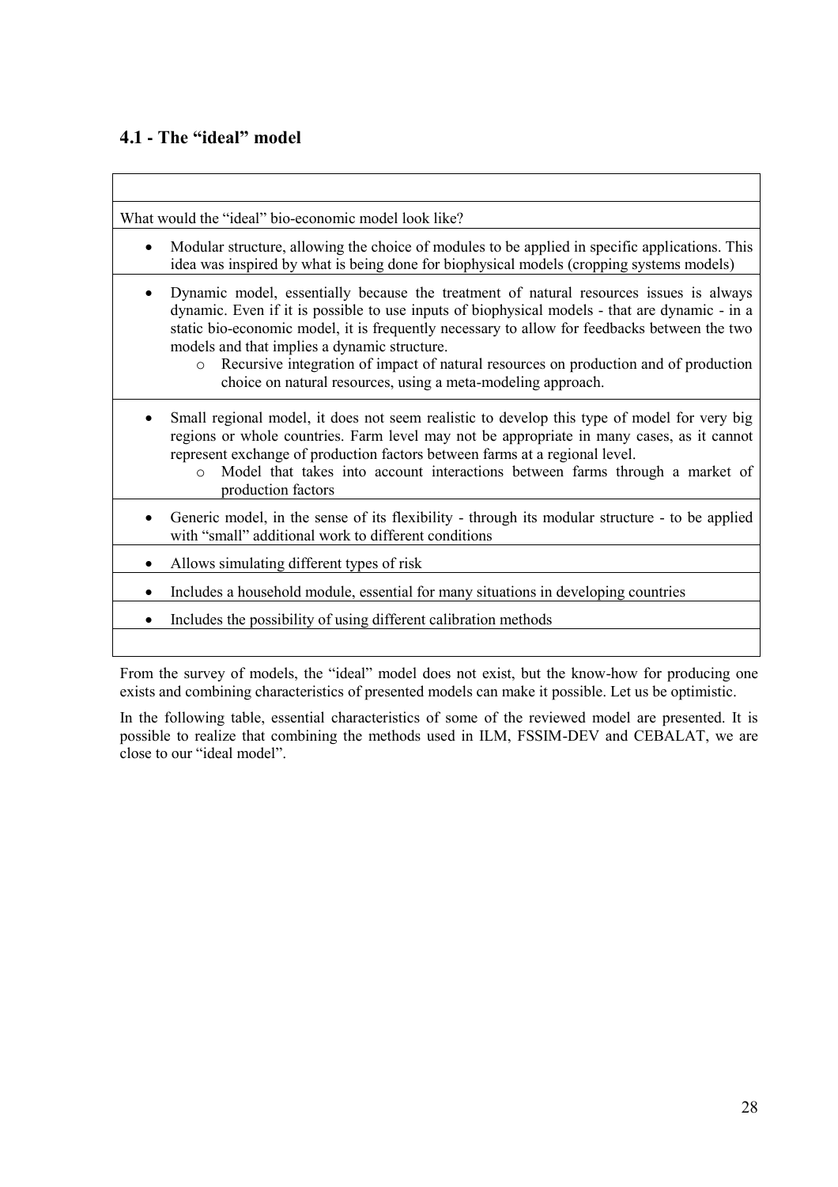## 4.1 - The "ideal" model

| What would the "ideal" bio-economic model look like? |
|---|
| • Modular structure, allowing the choice of modules to be applied in specific applications. This idea was inspired by what is being done for biophysical models (cropping systems models) |
| • Dynamic model, essentially because the treatment of natural resources issues is always dynamic. Even if it is possible to use inputs of biophysical models - that are dynamic - in a static bio-economic model, it is frequently necessary to allow for feedbacks between the two models and that implies a dynamic structure.<br>  ○ Recursive integration of impact of natural resources on production and of production choice on natural resources, using a meta-modeling approach. |
| • Small regional model, it does not seem realistic to develop this type of model for very big regions or whole countries. Farm level may not be appropriate in many cases, as it cannot represent exchange of production factors between farms at a regional level.<br>  ○ Model that takes into account interactions between farms through a market of production factors |
| • Generic model, in the sense of its flexibility - through its modular structure - to be applied with "small" additional work to different conditions |
| • Allows simulating different types of risk |
| • Includes a household module, essential for many situations in developing countries |
| • Includes the possibility of using different calibration methods |

From the survey of models, the "ideal" model does not exist, but the know-how for producing one exists and combining characteristics of presented models can make it possible. Let us be optimistic.

In the following table, essential characteristics of some of the reviewed model are presented. It is possible to realize that combining the methods used in ILM, FSSIM-DEV and CEBALAT, we are close to our "ideal model".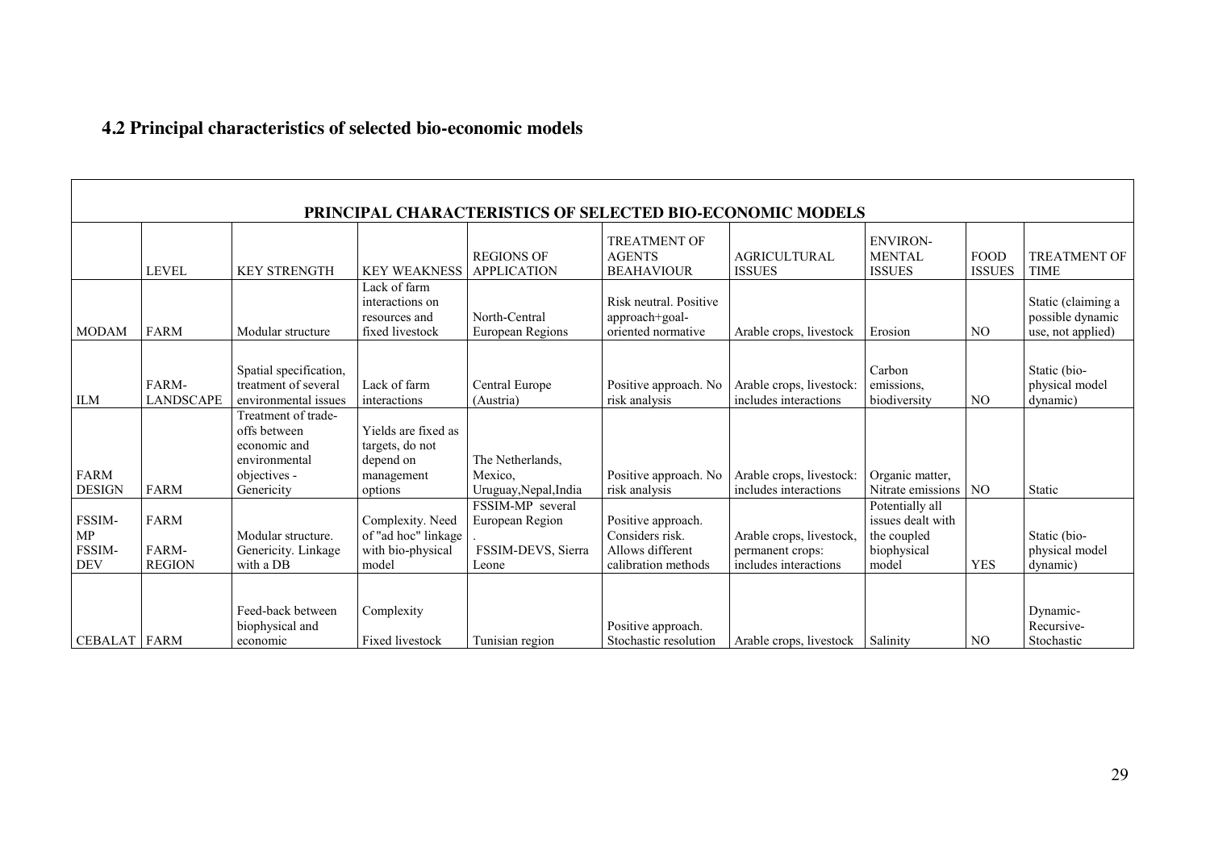## 4.2 Principal characteristics of selected bio-economic models

| PRINCIPAL CHARACTERISTICS OF SELECTED BIO-ECONOMIC MODELS | | | | | | | | | |
|---|---|---|---|---|---|---|---|---|---|
| | LEVEL | KEY STRENGTH | KEY WEAKNESS | REGIONS OF APPLICATION | TREATMENT OF AGENTS BEAHAVIOUR | AGRICULTURAL ISSUES | ENVIRON-MENTAL ISSUES | FOOD ISSUES | TREATMENT OF TIME |
| MODAM | FARM | Modular structure | Lack of farm interactions on resources and fixed livestock | North-Central European Regions | Risk neutral. Positive approach+goal-oriented normative | Arable crops, livestock | Erosion | NO | Static (claiming a possible dynamic use, not applied) |
| ILM | FARM-LANDSCAPE | Spatial specification, treatment of several environmental issues | Lack of farm interactions | Central Europe (Austria) | Positive approach. No risk analysis | Arable crops, livestock: includes interactions | Carbon emissions, biodiversity | NO | Static (bio-physical model dynamic) |
| FARM DESIGN | FARM | Treatment of trade-offs between economic and environmental objectives - Genericity | Yields are fixed as targets, do not depend on management options | The Netherlands, Mexico, Uruguay,Nepal,India | Positive approach. No risk analysis | Arable crops, livestock: includes interactions | Organic matter, Nitrate emissions | NO | Static |
| FSSIM-MP<br>FSSIM-DEV | FARM<br>FARM-REGION | Modular structure. Genericity. Linkage with a DB | Complexity. Need of "ad hoc" linkage with bio-physical model | FSSIM-MP several European Region .<br>FSSIM-DEVS, Sierra Leone | Positive approach. Considers risk. Allows different calibration methods | Arable crops, livestock, permanent crops: includes interactions | Potentially all issues dealt with the coupled biophysical model | YES | Static (bio-physical model dynamic) |
| CEBALAT | FARM | Feed-back between biophysical and economic | Complexity<br>Fixed livestock | Tunisian region | Positive approach. Stochastic resolution | Arable crops, livestock | Salinity | NO | Dynamic-Recursive-Stochastic |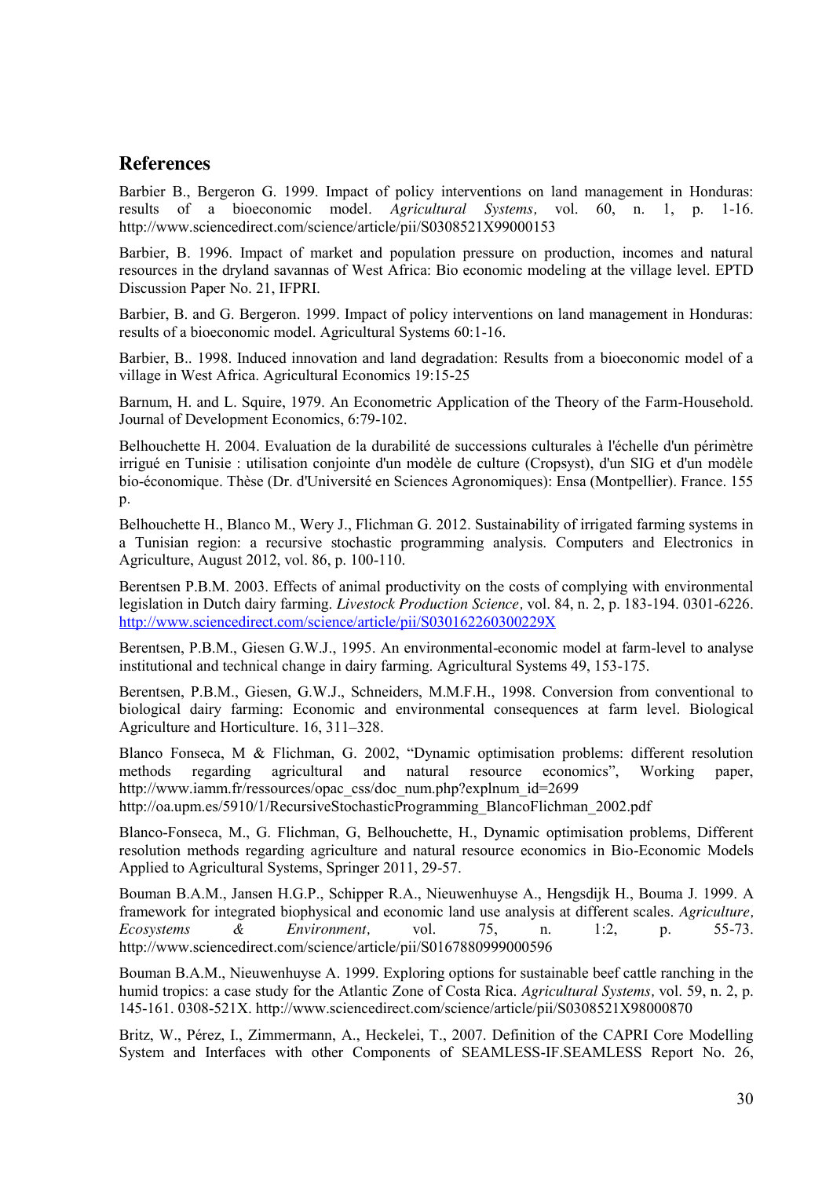## References

Barbier B., Bergeron G. 1999. Impact of policy interventions on land management in Honduras: results of a bioeconomic model. *Agricultural Systems,* vol. 60, n. 1, p. 1-16. http://www.sciencedirect.com/science/article/pii/S0308521X99000153

Barbier, B. 1996. Impact of market and population pressure on production, incomes and natural resources in the dryland savannas of West Africa: Bio economic modeling at the village level. EPTD Discussion Paper No. 21, IFPRI.

Barbier, B. and G. Bergeron. 1999. Impact of policy interventions on land management in Honduras: results of a bioeconomic model. Agricultural Systems 60:1-16.

Barbier, B.. 1998. Induced innovation and land degradation: Results from a bioeconomic model of a village in West Africa. Agricultural Economics 19:15-25

Barnum, H. and L. Squire, 1979. An Econometric Application of the Theory of the Farm-Household. Journal of Development Economics, 6:79-102.

Belhouchette H. 2004. Evaluation de la durabilité de successions culturales à l'échelle d'un périmètre irrigué en Tunisie : utilisation conjointe d'un modèle de culture (Cropsyst), d'un SIG et d'un modèle bio-économique. Thèse (Dr. d'Université en Sciences Agronomiques): Ensa (Montpellier). France. 155 p.

Belhouchette H., Blanco M., Wery J., Flichman G. 2012. Sustainability of irrigated farming systems in a Tunisian region: a recursive stochastic programming analysis. Computers and Electronics in Agriculture, August 2012, vol. 86, p. 100-110.

Berentsen P.B.M. 2003. Effects of animal productivity on the costs of complying with environmental legislation in Dutch dairy farming. *Livestock Production Science,* vol. 84, n. 2, p. 183-194. 0301-6226. http://www.sciencedirect.com/science/article/pii/S030162260300229X

Berentsen, P.B.M., Giesen G.W.J., 1995. An environmental-economic model at farm-level to analyse institutional and technical change in dairy farming. Agricultural Systems 49, 153-175.

Berentsen, P.B.M., Giesen, G.W.J., Schneiders, M.M.F.H., 1998. Conversion from conventional to biological dairy farming: Economic and environmental consequences at farm level. Biological Agriculture and Horticulture. 16, 311–328.

Blanco Fonseca, M & Flichman, G. 2002, "Dynamic optimisation problems: different resolution methods regarding agricultural and natural resource economics", Working paper, http://www.iamm.fr/ressources/opac_css/doc_num.php?explnum_id=2699
http://oa.upm.es/5910/1/RecursiveStochasticProgramming_BlancoFlichman_2002.pdf

Blanco-Fonseca, M., G. Flichman, G, Belhouchette, H., Dynamic optimisation problems, Different resolution methods regarding agriculture and natural resource economics in Bio-Economic Models Applied to Agricultural Systems, Springer 2011, 29-57.

Bouman B.A.M., Jansen H.G.P., Schipper R.A., Nieuwenhuyse A., Hengsdijk H., Bouma J. 1999. A framework for integrated biophysical and economic land use analysis at different scales. *Agriculture, Ecosystems & Environment,* vol. 75, n. 1:2, p. 55-73. http://www.sciencedirect.com/science/article/pii/S0167880999000596

Bouman B.A.M., Nieuwenhuyse A. 1999. Exploring options for sustainable beef cattle ranching in the humid tropics: a case study for the Atlantic Zone of Costa Rica. *Agricultural Systems,* vol. 59, n. 2, p. 145-161. 0308-521X. http://www.sciencedirect.com/science/article/pii/S0308521X98000870

Britz, W., Pérez, I., Zimmermann, A., Heckelei, T., 2007. Definition of the CAPRI Core Modelling System and Interfaces with other Components of SEAMLESS-IF.SEAMLESS Report No. 26,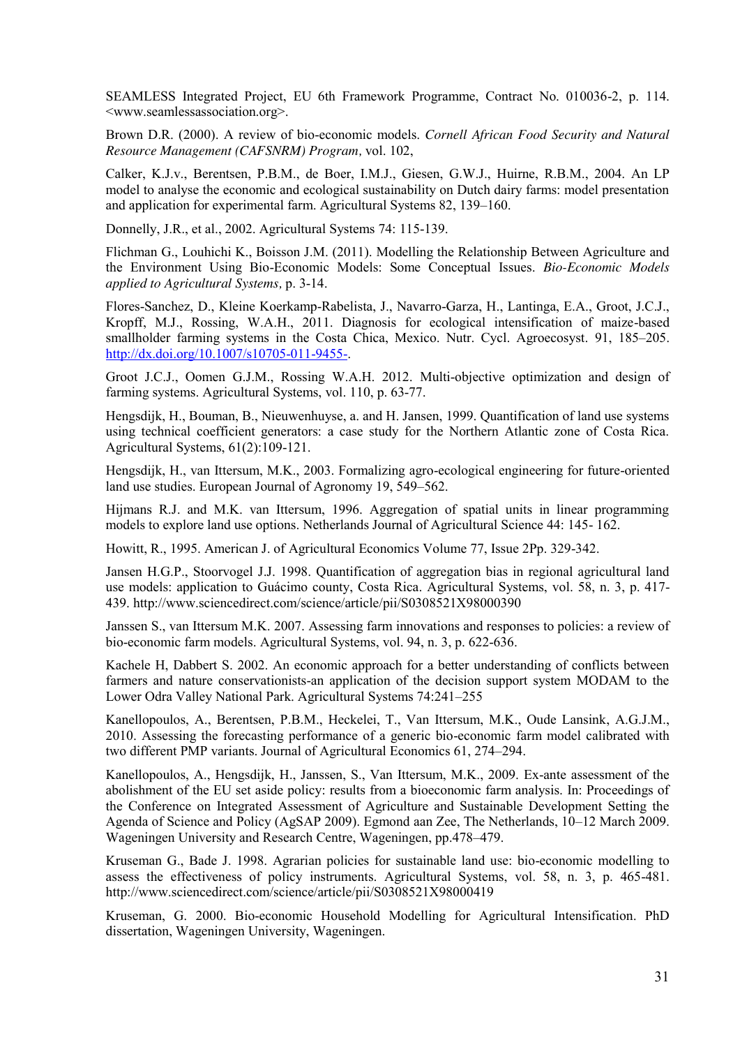SEAMLESS Integrated Project, EU 6th Framework Programme, Contract No. 010036-2, p. 114. <www.seamlessassociation.org>.

Brown D.R. (2000). A review of bio-economic models. *Cornell African Food Security and Natural Resource Management (CAFSNRM) Program*, vol. 102,

Calker, K.J.v., Berentsen, P.B.M., de Boer, I.M.J., Giesen, G.W.J., Huirne, R.B.M., 2004. An LP model to analyse the economic and ecological sustainability on Dutch dairy farms: model presentation and application for experimental farm. Agricultural Systems 82, 139–160.

Donnelly, J.R., et al., 2002. Agricultural Systems 74: 115-139.

Flichman G., Louhichi K., Boisson J.M. (2011). Modelling the Relationship Between Agriculture and the Environment Using Bio-Economic Models: Some Conceptual Issues. *Bio-Economic Models applied to Agricultural Systems*, p. 3-14.

Flores-Sanchez, D., Kleine Koerkamp-Rabelista, J., Navarro-Garza, H., Lantinga, E.A., Groot, J.C.J., Kropff, M.J., Rossing, W.A.H., 2011. Diagnosis for ecological intensification of maize-based smallholder farming systems in the Costa Chica, Mexico. Nutr. Cycl. Agroecosyst. 91, 185–205. http://dx.doi.org/10.1007/s10705-011-9455-.

Groot J.C.J., Oomen G.J.M., Rossing W.A.H. 2012. Multi-objective optimization and design of farming systems. Agricultural Systems, vol. 110, p. 63-77.

Hengsdijk, H., Bouman, B., Nieuwenhuyse, a. and H. Jansen, 1999. Quantification of land use systems using technical coefficient generators: a case study for the Northern Atlantic zone of Costa Rica. Agricultural Systems, 61(2):109-121.

Hengsdijk, H., van Ittersum, M.K., 2003. Formalizing agro-ecological engineering for future-oriented land use studies. European Journal of Agronomy 19, 549–562.

Hijmans R.J. and M.K. van Ittersum, 1996. Aggregation of spatial units in linear programming models to explore land use options. Netherlands Journal of Agricultural Science 44: 145- 162.

Howitt, R., 1995. American J. of Agricultural Economics Volume 77, Issue 2Pp. 329-342.

Jansen H.G.P., Stoorvogel J.J. 1998. Quantification of aggregation bias in regional agricultural land use models: application to Guácimo county, Costa Rica. Agricultural Systems, vol. 58, n. 3, p. 417-439. http://www.sciencedirect.com/science/article/pii/S0308521X98000390

Janssen S., van Ittersum M.K. 2007. Assessing farm innovations and responses to policies: a review of bio-economic farm models. Agricultural Systems, vol. 94, n. 3, p. 622-636.

Kachele H, Dabbert S. 2002. An economic approach for a better understanding of conflicts between farmers and nature conservationists-an application of the decision support system MODAM to the Lower Odra Valley National Park. Agricultural Systems 74:241–255

Kanellopoulos, A., Berentsen, P.B.M., Heckelei, T., Van Ittersum, M.K., Oude Lansink, A.G.J.M., 2010. Assessing the forecasting performance of a generic bio-economic farm model calibrated with two different PMP variants. Journal of Agricultural Economics 61, 274–294.

Kanellopoulos, A., Hengsdijk, H., Janssen, S., Van Ittersum, M.K., 2009. Ex-ante assessment of the abolishment of the EU set aside policy: results from a bioeconomic farm analysis. In: Proceedings of the Conference on Integrated Assessment of Agriculture and Sustainable Development Setting the Agenda of Science and Policy (AgSAP 2009). Egmond aan Zee, The Netherlands, 10–12 March 2009. Wageningen University and Research Centre, Wageningen, pp.478–479.

Kruseman G., Bade J. 1998. Agrarian policies for sustainable land use: bio-economic modelling to assess the effectiveness of policy instruments. Agricultural Systems, vol. 58, n. 3, p. 465-481. http://www.sciencedirect.com/science/article/pii/S0308521X98000419

Kruseman, G. 2000. Bio-economic Household Modelling for Agricultural Intensification. PhD dissertation, Wageningen University, Wageningen.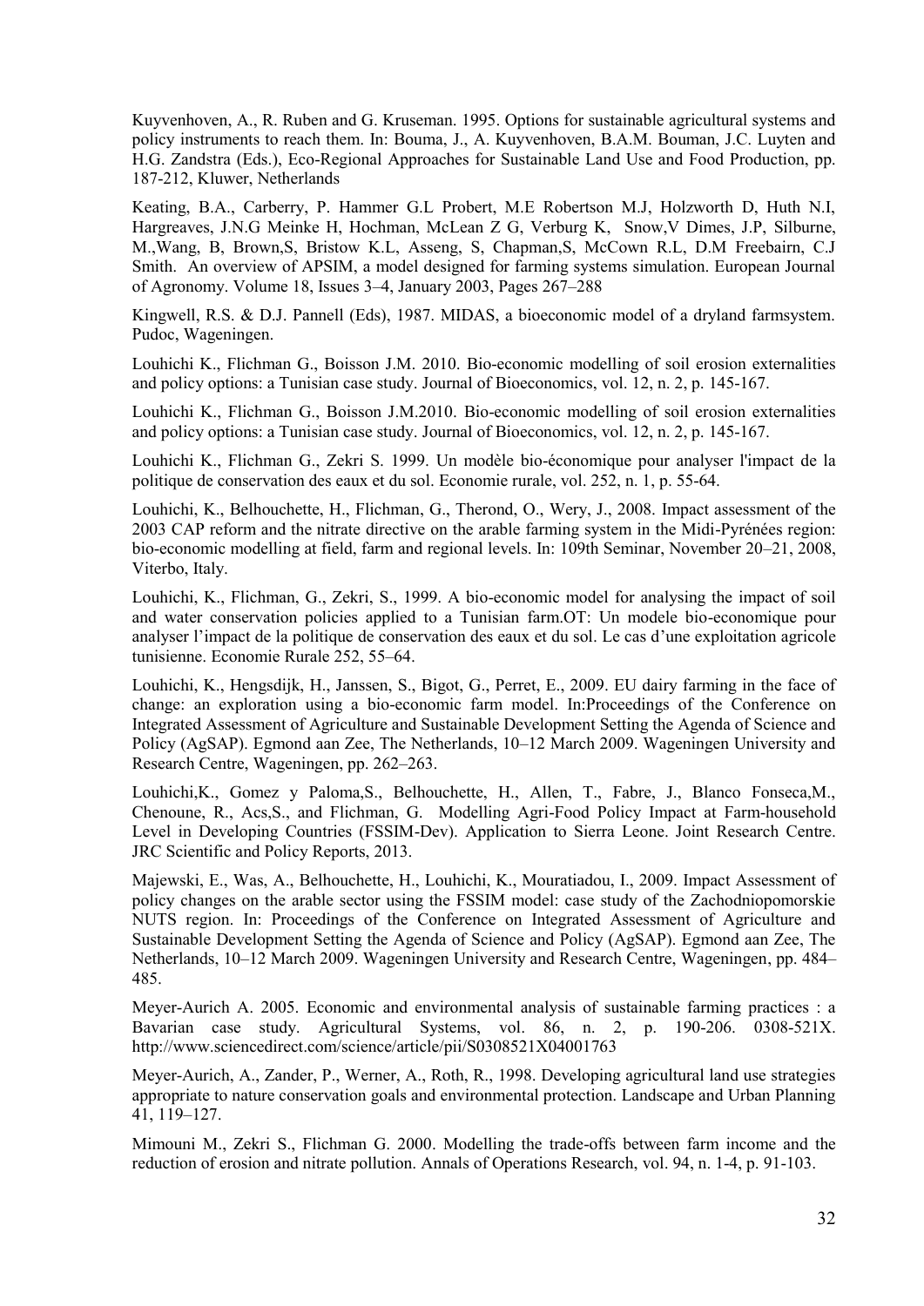Kuyvenhoven, A., R. Ruben and G. Kruseman. 1995. Options for sustainable agricultural systems and policy instruments to reach them. In: Bouma, J., A. Kuyvenhoven, B.A.M. Bouman, J.C. Luyten and H.G. Zandstra (Eds.), Eco-Regional Approaches for Sustainable Land Use and Food Production, pp. 187-212, Kluwer, Netherlands

Keating, B.A., Carberry, P. Hammer G.L Probert, M.E Robertson M.J, Holzworth D, Huth N.I, Hargreaves, J.N.G Meinke H, Hochman, McLean Z G, Verburg K, Snow,V Dimes, J.P, Silburne, M.,Wang, B, Brown,S, Bristow K.L, Asseng, S, Chapman,S, McCown R.L, D.M Freebairn, C.J Smith. An overview of APSIM, a model designed for farming systems simulation. European Journal of Agronomy. Volume 18, Issues 3–4, January 2003, Pages 267–288

Kingwell, R.S. & D.J. Pannell (Eds), 1987. MIDAS, a bioeconomic model of a dryland farmsystem. Pudoc, Wageningen.

Louhichi K., Flichman G., Boisson J.M. 2010. Bio-economic modelling of soil erosion externalities and policy options: a Tunisian case study. Journal of Bioeconomics, vol. 12, n. 2, p. 145-167.

Louhichi K., Flichman G., Boisson J.M.2010. Bio-economic modelling of soil erosion externalities and policy options: a Tunisian case study. Journal of Bioeconomics, vol. 12, n. 2, p. 145-167.

Louhichi K., Flichman G., Zekri S. 1999. Un modèle bio-économique pour analyser l'impact de la politique de conservation des eaux et du sol. Economie rurale, vol. 252, n. 1, p. 55-64.

Louhichi, K., Belhouchette, H., Flichman, G., Therond, O., Wery, J., 2008. Impact assessment of the 2003 CAP reform and the nitrate directive on the arable farming system in the Midi-Pyrénées region: bio-economic modelling at field, farm and regional levels. In: 109th Seminar, November 20–21, 2008, Viterbo, Italy.

Louhichi, K., Flichman, G., Zekri, S., 1999. A bio-economic model for analysing the impact of soil and water conservation policies applied to a Tunisian farm.OT: Un modele bio-economique pour analyser l'impact de la politique de conservation des eaux et du sol. Le cas d'une exploitation agricole tunisienne. Economie Rurale 252, 55–64.

Louhichi, K., Hengsdijk, H., Janssen, S., Bigot, G., Perret, E., 2009. EU dairy farming in the face of change: an exploration using a bio-economic farm model. In:Proceedings of the Conference on Integrated Assessment of Agriculture and Sustainable Development Setting the Agenda of Science and Policy (AgSAP). Egmond aan Zee, The Netherlands, 10–12 March 2009. Wageningen University and Research Centre, Wageningen, pp. 262–263.

Louhichi,K., Gomez y Paloma,S., Belhouchette, H., Allen, T., Fabre, J., Blanco Fonseca,M., Chenoune, R., Acs,S., and Flichman, G. Modelling Agri-Food Policy Impact at Farm-household Level in Developing Countries (FSSIM-Dev). Application to Sierra Leone. Joint Research Centre. JRC Scientific and Policy Reports, 2013.

Majewski, E., Was, A., Belhouchette, H., Louhichi, K., Mouratiadou, I., 2009. Impact Assessment of policy changes on the arable sector using the FSSIM model: case study of the Zachodniopomorskie NUTS region. In: Proceedings of the Conference on Integrated Assessment of Agriculture and Sustainable Development Setting the Agenda of Science and Policy (AgSAP). Egmond aan Zee, The Netherlands, 10–12 March 2009. Wageningen University and Research Centre, Wageningen, pp. 484–485.

Meyer-Aurich A. 2005. Economic and environmental analysis of sustainable farming practices : a Bavarian case study. Agricultural Systems, vol. 86, n. 2, p. 190-206. 0308-521X. http://www.sciencedirect.com/science/article/pii/S0308521X04001763

Meyer-Aurich, A., Zander, P., Werner, A., Roth, R., 1998. Developing agricultural land use strategies appropriate to nature conservation goals and environmental protection. Landscape and Urban Planning 41, 119–127.

Mimouni M., Zekri S., Flichman G. 2000. Modelling the trade-offs between farm income and the reduction of erosion and nitrate pollution. Annals of Operations Research, vol. 94, n. 1-4, p. 91-103.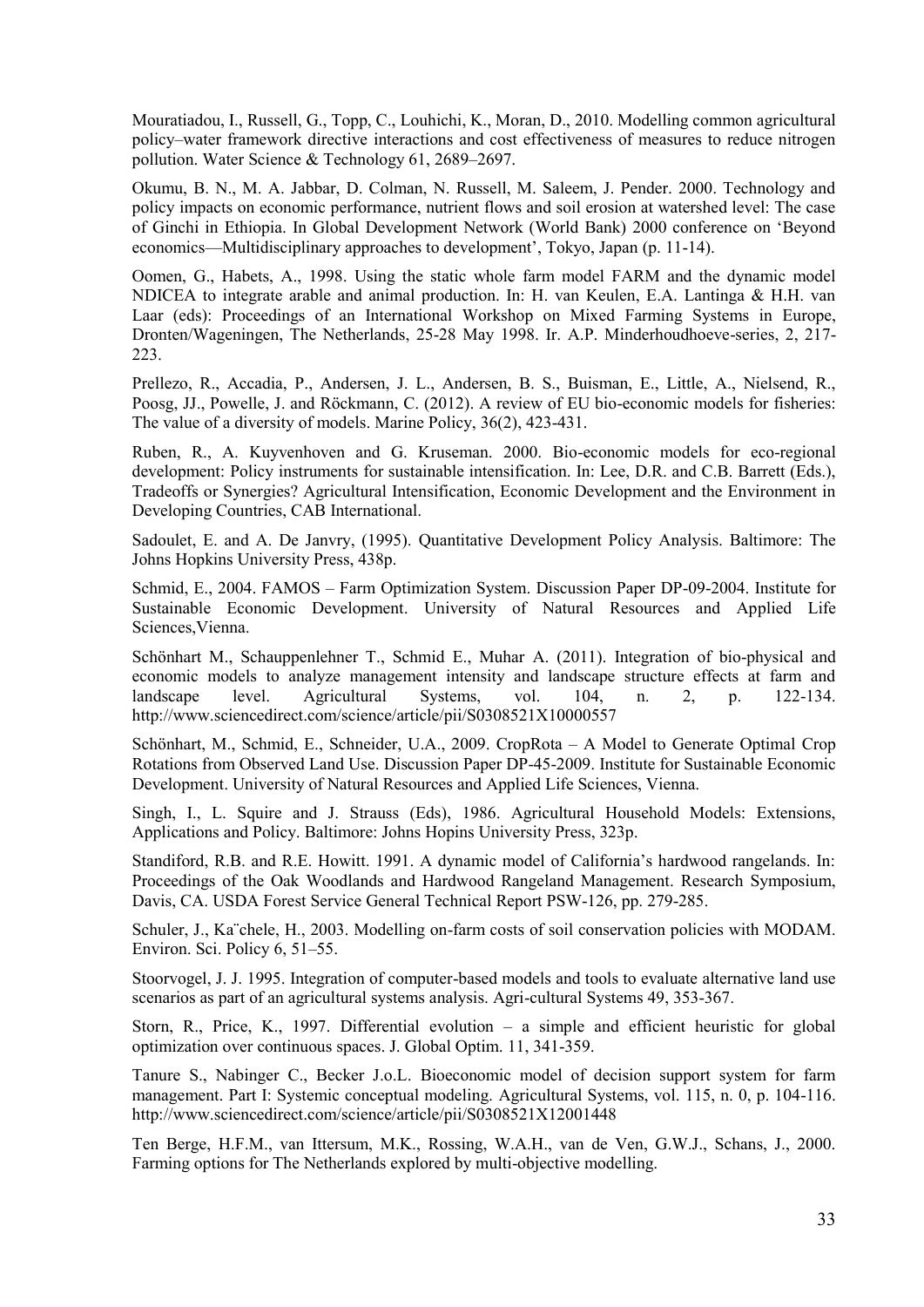Mouratiadou, I., Russell, G., Topp, C., Louhichi, K., Moran, D., 2010. Modelling common agricultural policy–water framework directive interactions and cost effectiveness of measures to reduce nitrogen pollution. Water Science & Technology 61, 2689–2697.

Okumu, B. N., M. A. Jabbar, D. Colman, N. Russell, M. Saleem, J. Pender. 2000. Technology and policy impacts on economic performance, nutrient flows and soil erosion at watershed level: The case of Ginchi in Ethiopia. In Global Development Network (World Bank) 2000 conference on 'Beyond economics—Multidisciplinary approaches to development', Tokyo, Japan (p. 11-14).

Oomen, G., Habets, A., 1998. Using the static whole farm model FARM and the dynamic model NDICEA to integrate arable and animal production. In: H. van Keulen, E.A. Lantinga & H.H. van Laar (eds): Proceedings of an International Workshop on Mixed Farming Systems in Europe, Dronten/Wageningen, The Netherlands, 25-28 May 1998. Ir. A.P. Minderhoudhoeve-series, 2, 217-223.

Prellezo, R., Accadia, P., Andersen, J. L., Andersen, B. S., Buisman, E., Little, A., Nielsend, R., Poosg, JJ., Powelle, J. and Röckmann, C. (2012). A review of EU bio-economic models for fisheries: The value of a diversity of models. Marine Policy, 36(2), 423-431.

Ruben, R., A. Kuyvenhoven and G. Kruseman. 2000. Bio-economic models for eco-regional development: Policy instruments for sustainable intensification. In: Lee, D.R. and C.B. Barrett (Eds.), Tradeoffs or Synergies? Agricultural Intensification, Economic Development and the Environment in Developing Countries, CAB International.

Sadoulet, E. and A. De Janvry, (1995). Quantitative Development Policy Analysis. Baltimore: The Johns Hopkins University Press, 438p.

Schmid, E., 2004. FAMOS – Farm Optimization System. Discussion Paper DP-09-2004. Institute for Sustainable Economic Development. University of Natural Resources and Applied Life Sciences,Vienna.

Schönhart M., Schauppenlehner T., Schmid E., Muhar A. (2011). Integration of bio-physical and economic models to analyze management intensity and landscape structure effects at farm and landscape level. Agricultural Systems, vol. 104, n. 2, p. 122-134. http://www.sciencedirect.com/science/article/pii/S0308521X10000557

Schönhart, M., Schmid, E., Schneider, U.A., 2009. CropRota – A Model to Generate Optimal Crop Rotations from Observed Land Use. Discussion Paper DP-45-2009. Institute for Sustainable Economic Development. University of Natural Resources and Applied Life Sciences, Vienna.

Singh, I., L. Squire and J. Strauss (Eds), 1986. Agricultural Household Models: Extensions, Applications and Policy. Baltimore: Johns Hopins University Press, 323p.

Standiford, R.B. and R.E. Howitt. 1991. A dynamic model of California's hardwood rangelands. In: Proceedings of the Oak Woodlands and Hardwood Rangeland Management. Research Symposium, Davis, CA. USDA Forest Service General Technical Report PSW-126, pp. 279-285.

Schuler, J., Ka¨chele, H., 2003. Modelling on-farm costs of soil conservation policies with MODAM. Environ. Sci. Policy 6, 51–55.

Stoorvogel, J. J. 1995. Integration of computer-based models and tools to evaluate alternative land use scenarios as part of an agricultural systems analysis. Agri-cultural Systems 49, 353-367.

Storn, R., Price, K., 1997. Differential evolution – a simple and efficient heuristic for global optimization over continuous spaces. J. Global Optim. 11, 341-359.

Tanure S., Nabinger C., Becker J.o.L. Bioeconomic model of decision support system for farm management. Part I: Systemic conceptual modeling. Agricultural Systems, vol. 115, n. 0, p. 104-116. http://www.sciencedirect.com/science/article/pii/S0308521X12001448

Ten Berge, H.F.M., van Ittersum, M.K., Rossing, W.A.H., van de Ven, G.W.J., Schans, J., 2000. Farming options for The Netherlands explored by multi-objective modelling.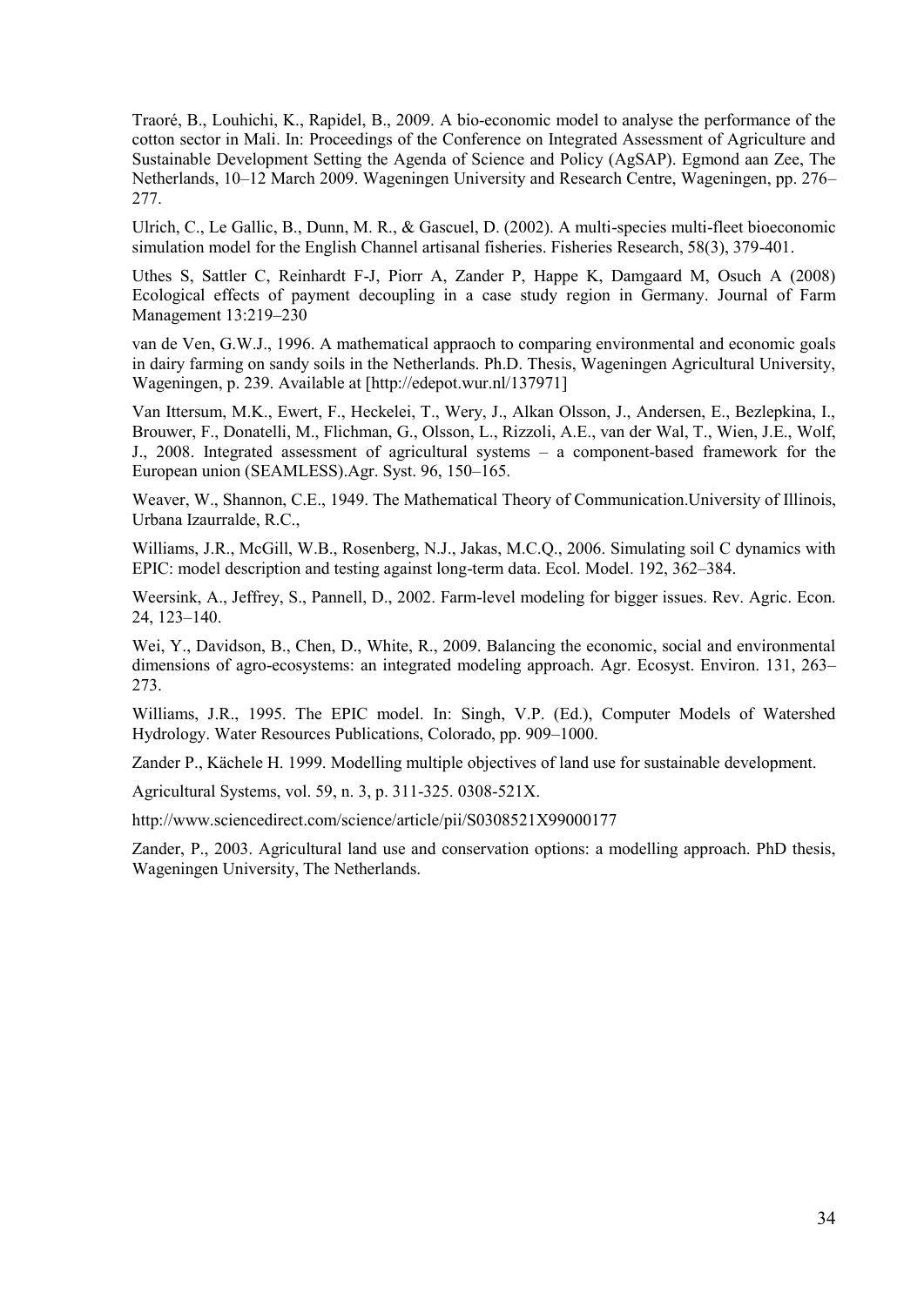Traoré, B., Louhichi, K., Rapidel, B., 2009. A bio-economic model to analyse the performance of the cotton sector in Mali. In: Proceedings of the Conference on Integrated Assessment of Agriculture and Sustainable Development Setting the Agenda of Science and Policy (AgSAP). Egmond aan Zee, The Netherlands, 10–12 March 2009. Wageningen University and Research Centre, Wageningen, pp. 276–277.

Ulrich, C., Le Gallic, B., Dunn, M. R., & Gascuel, D. (2002). A multi-species multi-fleet bioeconomic simulation model for the English Channel artisanal fisheries. Fisheries Research, 58(3), 379-401.

Uthes S, Sattler C, Reinhardt F-J, Piorr A, Zander P, Happe K, Damgaard M, Osuch A (2008) Ecological effects of payment decoupling in a case study region in Germany. Journal of Farm Management 13:219–230

van de Ven, G.W.J., 1996. A mathematical appraoch to comparing environmental and economic goals in dairy farming on sandy soils in the Netherlands. Ph.D. Thesis, Wageningen Agricultural University, Wageningen, p. 239. Available at [http://edepot.wur.nl/137971]

Van Ittersum, M.K., Ewert, F., Heckelei, T., Wery, J., Alkan Olsson, J., Andersen, E., Bezlepkina, I., Brouwer, F., Donatelli, M., Flichman, G., Olsson, L., Rizzoli, A.E., van der Wal, T., Wien, J.E., Wolf, J., 2008. Integrated assessment of agricultural systems – a component-based framework for the European union (SEAMLESS).Agr. Syst. 96, 150–165.

Weaver, W., Shannon, C.E., 1949. The Mathematical Theory of Communication.University of Illinois, Urbana Izaurralde, R.C.,

Williams, J.R., McGill, W.B., Rosenberg, N.J., Jakas, M.C.Q., 2006. Simulating soil C dynamics with EPIC: model description and testing against long-term data. Ecol. Model. 192, 362–384.

Weersink, A., Jeffrey, S., Pannell, D., 2002. Farm-level modeling for bigger issues. Rev. Agric. Econ. 24, 123–140.

Wei, Y., Davidson, B., Chen, D., White, R., 2009. Balancing the economic, social and environmental dimensions of agro-ecosystems: an integrated modeling approach. Agr. Ecosyst. Environ. 131, 263–273.

Williams, J.R., 1995. The EPIC model. In: Singh, V.P. (Ed.), Computer Models of Watershed Hydrology. Water Resources Publications, Colorado, pp. 909–1000.

Zander P., Kächele H. 1999. Modelling multiple objectives of land use for sustainable development.

Agricultural Systems, vol. 59, n. 3, p. 311-325. 0308-521X.

http://www.sciencedirect.com/science/article/pii/S0308521X99000177

Zander, P., 2003. Agricultural land use and conservation options: a modelling approach. PhD thesis, Wageningen University, The Netherlands.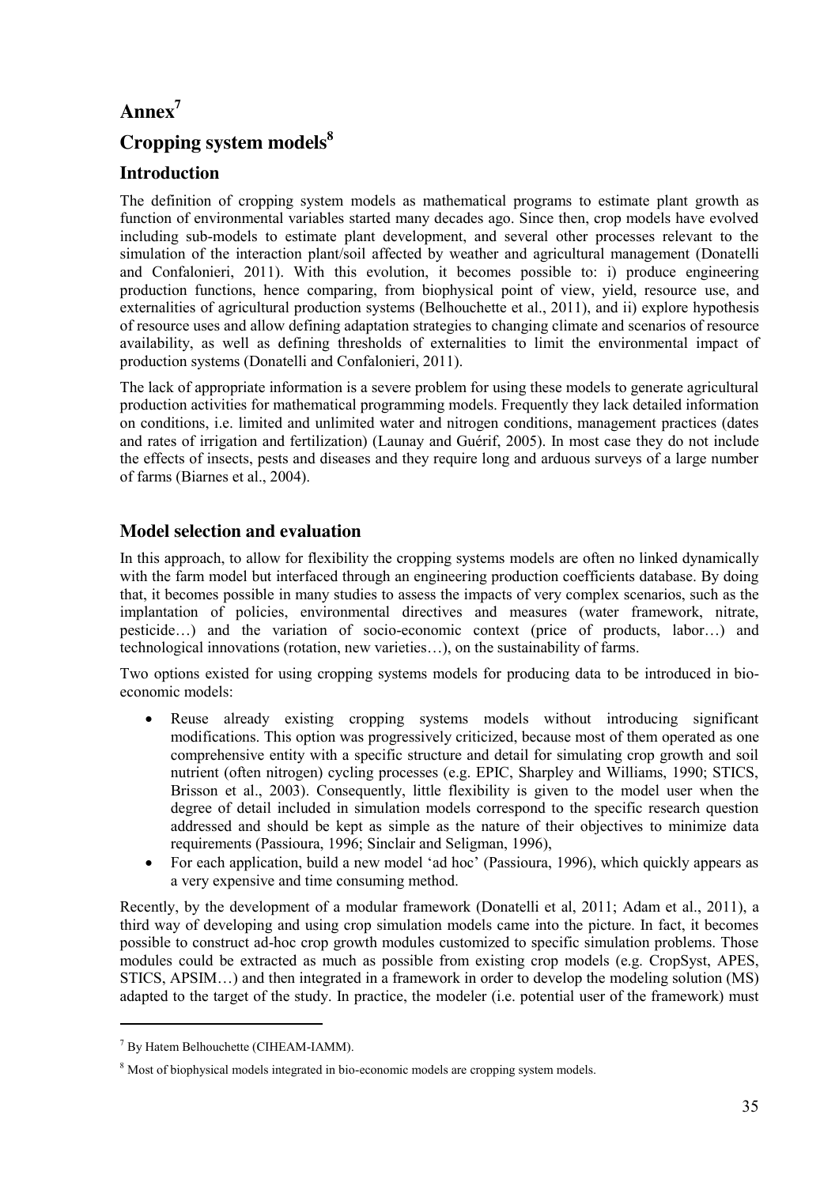# Annex[7]

# Cropping system models[8]

## Introduction

The definition of cropping system models as mathematical programs to estimate plant growth as function of environmental variables started many decades ago. Since then, crop models have evolved including sub-models to estimate plant development, and several other processes relevant to the simulation of the interaction plant/soil affected by weather and agricultural management (Donatelli and Confalonieri, 2011). With this evolution, it becomes possible to: i) produce engineering production functions, hence comparing, from biophysical point of view, yield, resource use, and externalities of agricultural production systems (Belhouchette et al., 2011), and ii) explore hypothesis of resource uses and allow defining adaptation strategies to changing climate and scenarios of resource availability, as well as defining thresholds of externalities to limit the environmental impact of production systems (Donatelli and Confalonieri, 2011).

The lack of appropriate information is a severe problem for using these models to generate agricultural production activities for mathematical programming models. Frequently they lack detailed information on conditions, i.e. limited and unlimited water and nitrogen conditions, management practices (dates and rates of irrigation and fertilization) (Launay and Guérif, 2005). In most case they do not include the effects of insects, pests and diseases and they require long and arduous surveys of a large number of farms (Biarnes et al., 2004).

## Model selection and evaluation

In this approach, to allow for flexibility the cropping systems models are often no linked dynamically with the farm model but interfaced through an engineering production coefficients database. By doing that, it becomes possible in many studies to assess the impacts of very complex scenarios, such as the implantation of policies, environmental directives and measures (water framework, nitrate, pesticide…) and the variation of socio-economic context (price of products, labor…) and technological innovations (rotation, new varieties…), on the sustainability of farms.

Two options existed for using cropping systems models for producing data to be introduced in bio-economic models:

- Reuse already existing cropping systems models without introducing significant modifications. This option was progressively criticized, because most of them operated as one comprehensive entity with a specific structure and detail for simulating crop growth and soil nutrient (often nitrogen) cycling processes (e.g. EPIC, Sharpley and Williams, 1990; STICS, Brisson et al., 2003). Consequently, little flexibility is given to the model user when the degree of detail included in simulation models correspond to the specific research question addressed and should be kept as simple as the nature of their objectives to minimize data requirements (Passioura, 1996; Sinclair and Seligman, 1996),
- For each application, build a new model 'ad hoc' (Passioura, 1996), which quickly appears as a very expensive and time consuming method.

Recently, by the development of a modular framework (Donatelli et al, 2011; Adam et al., 2011), a third way of developing and using crop simulation models came into the picture. In fact, it becomes possible to construct ad-hoc crop growth modules customized to specific simulation problems. Those modules could be extracted as much as possible from existing crop models (e.g. CropSyst, APES, STICS, APSIM…) and then integrated in a framework in order to develop the modeling solution (MS) adapted to the target of the study. In practice, the modeler (i.e. potential user of the framework) must

---

[7] By Hatem Belhouchette (CIHEAM-IAMM).

[8] Most of biophysical models integrated in bio-economic models are cropping system models.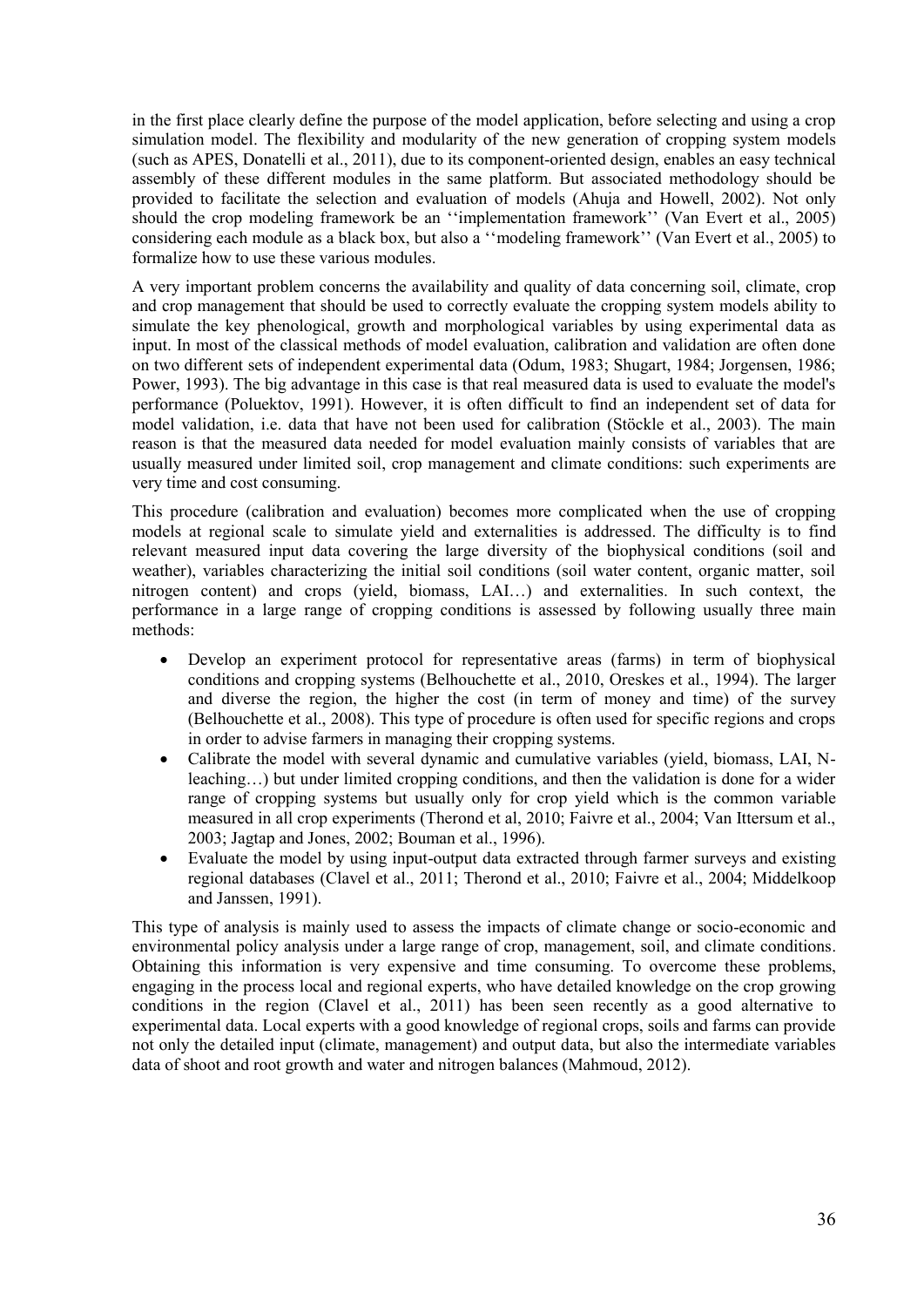in the first place clearly define the purpose of the model application, before selecting and using a crop simulation model. The flexibility and modularity of the new generation of cropping system models (such as APES, Donatelli et al., 2011), due to its component-oriented design, enables an easy technical assembly of these different modules in the same platform. But associated methodology should be provided to facilitate the selection and evaluation of models (Ahuja and Howell, 2002). Not only should the crop modeling framework be an ''implementation framework'' (Van Evert et al., 2005) considering each module as a black box, but also a ''modeling framework'' (Van Evert et al., 2005) to formalize how to use these various modules.

A very important problem concerns the availability and quality of data concerning soil, climate, crop and crop management that should be used to correctly evaluate the cropping system models ability to simulate the key phenological, growth and morphological variables by using experimental data as input. In most of the classical methods of model evaluation, calibration and validation are often done on two different sets of independent experimental data (Odum, 1983; Shugart, 1984; Jorgensen, 1986; Power, 1993). The big advantage in this case is that real measured data is used to evaluate the model's performance (Poluektov, 1991). However, it is often difficult to find an independent set of data for model validation, i.e. data that have not been used for calibration (Stöckle et al., 2003). The main reason is that the measured data needed for model evaluation mainly consists of variables that are usually measured under limited soil, crop management and climate conditions: such experiments are very time and cost consuming.

This procedure (calibration and evaluation) becomes more complicated when the use of cropping models at regional scale to simulate yield and externalities is addressed. The difficulty is to find relevant measured input data covering the large diversity of the biophysical conditions (soil and weather), variables characterizing the initial soil conditions (soil water content, organic matter, soil nitrogen content) and crops (yield, biomass, LAI…) and externalities. In such context, the performance in a large range of cropping conditions is assessed by following usually three main methods:

- Develop an experiment protocol for representative areas (farms) in term of biophysical conditions and cropping systems (Belhouchette et al., 2010, Oreskes et al., 1994). The larger and diverse the region, the higher the cost (in term of money and time) of the survey (Belhouchette et al., 2008). This type of procedure is often used for specific regions and crops in order to advise farmers in managing their cropping systems.
- Calibrate the model with several dynamic and cumulative variables (yield, biomass, LAI, N-leaching…) but under limited cropping conditions, and then the validation is done for a wider range of cropping systems but usually only for crop yield which is the common variable measured in all crop experiments (Therond et al, 2010; Faivre et al., 2004; Van Ittersum et al., 2003; Jagtap and Jones, 2002; Bouman et al., 1996).
- Evaluate the model by using input-output data extracted through farmer surveys and existing regional databases (Clavel et al., 2011; Therond et al., 2010; Faivre et al., 2004; Middelkoop and Janssen, 1991).

This type of analysis is mainly used to assess the impacts of climate change or socio-economic and environmental policy analysis under a large range of crop, management, soil, and climate conditions. Obtaining this information is very expensive and time consuming. To overcome these problems, engaging in the process local and regional experts, who have detailed knowledge on the crop growing conditions in the region (Clavel et al., 2011) has been seen recently as a good alternative to experimental data. Local experts with a good knowledge of regional crops, soils and farms can provide not only the detailed input (climate, management) and output data, but also the intermediate variables data of shoot and root growth and water and nitrogen balances (Mahmoud, 2012).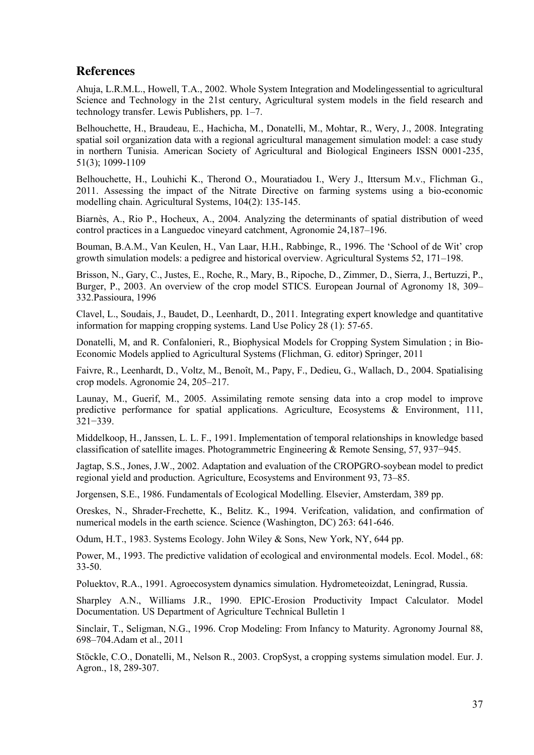## References

Ahuja, L.R.M.L., Howell, T.A., 2002. Whole System Integration and Modelingessential to agricultural Science and Technology in the 21st century, Agricultural system models in the field research and technology transfer. Lewis Publishers, pp. 1–7.

Belhouchette, H., Braudeau, E., Hachicha, M., Donatelli, M., Mohtar, R., Wery, J., 2008. Integrating spatial soil organization data with a regional agricultural management simulation model: a case study in northern Tunisia. American Society of Agricultural and Biological Engineers ISSN 0001-235, 51(3); 1099-1109

Belhouchette, H., Louhichi K., Therond O., Mouratiadou I., Wery J., Ittersum M.v., Flichman G., 2011. Assessing the impact of the Nitrate Directive on farming systems using a bio-economic modelling chain. Agricultural Systems, 104(2): 135-145.

Biarnès, A., Rio P., Hocheux, A., 2004. Analyzing the determinants of spatial distribution of weed control practices in a Languedoc vineyard catchment, Agronomie 24,187–196.

Bouman, B.A.M., Van Keulen, H., Van Laar, H.H., Rabbinge, R., 1996. The 'School of de Wit' crop growth simulation models: a pedigree and historical overview. Agricultural Systems 52, 171–198.

Brisson, N., Gary, C., Justes, E., Roche, R., Mary, B., Ripoche, D., Zimmer, D., Sierra, J., Bertuzzi, P., Burger, P., 2003. An overview of the crop model STICS. European Journal of Agronomy 18, 309–332.Passioura, 1996

Clavel, L., Soudais, J., Baudet, D., Leenhardt, D., 2011. Integrating expert knowledge and quantitative information for mapping cropping systems. Land Use Policy 28 (1): 57-65.

Donatelli, M, and R. Confalonieri, R., Biophysical Models for Cropping System Simulation ; in Bio-Economic Models applied to Agricultural Systems (Flichman, G. editor) Springer, 2011

Faivre, R., Leenhardt, D., Voltz, M., Benoît, M., Papy, F., Dedieu, G., Wallach, D., 2004. Spatialising crop models. Agronomie 24, 205–217.

Launay, M., Guerif, M., 2005. Assimilating remote sensing data into a crop model to improve predictive performance for spatial applications. Agriculture, Ecosystems & Environment, 111, 321−339.

Middelkoop, H., Janssen, L. L. F., 1991. Implementation of temporal relationships in knowledge based classification of satellite images. Photogrammetric Engineering & Remote Sensing, 57, 937−945.

Jagtap, S.S., Jones, J.W., 2002. Adaptation and evaluation of the CROPGRO-soybean model to predict regional yield and production. Agriculture, Ecosystems and Environment 93, 73–85.

Jorgensen, S.E., 1986. Fundamentals of Ecological Modelling. Elsevier, Amsterdam, 389 pp.

Oreskes, N., Shrader-Frechette, K., Belitz. K., 1994. Verifcation, validation, and confirmation of numerical models in the earth science. Science (Washington, DC) 263: 641-646.

Odum, H.T., 1983. Systems Ecology. John Wiley & Sons, New York, NY, 644 pp.

Power, M., 1993. The predictive validation of ecological and environmental models. Ecol. Model., 68: 33-50.

Poluektov, R.A., 1991. Agroecosystem dynamics simulation. Hydrometeoizdat, Leningrad, Russia.

Sharpley A.N., Williams J.R., 1990. EPIC-Erosion Productivity Impact Calculator. Model Documentation. US Department of Agriculture Technical Bulletin 1

Sinclair, T., Seligman, N.G., 1996. Crop Modeling: From Infancy to Maturity. Agronomy Journal 88, 698–704.Adam et al., 2011

Stöckle, C.O., Donatelli, M., Nelson R., 2003. CropSyst, a cropping systems simulation model. Eur. J. Agron., 18, 289-307.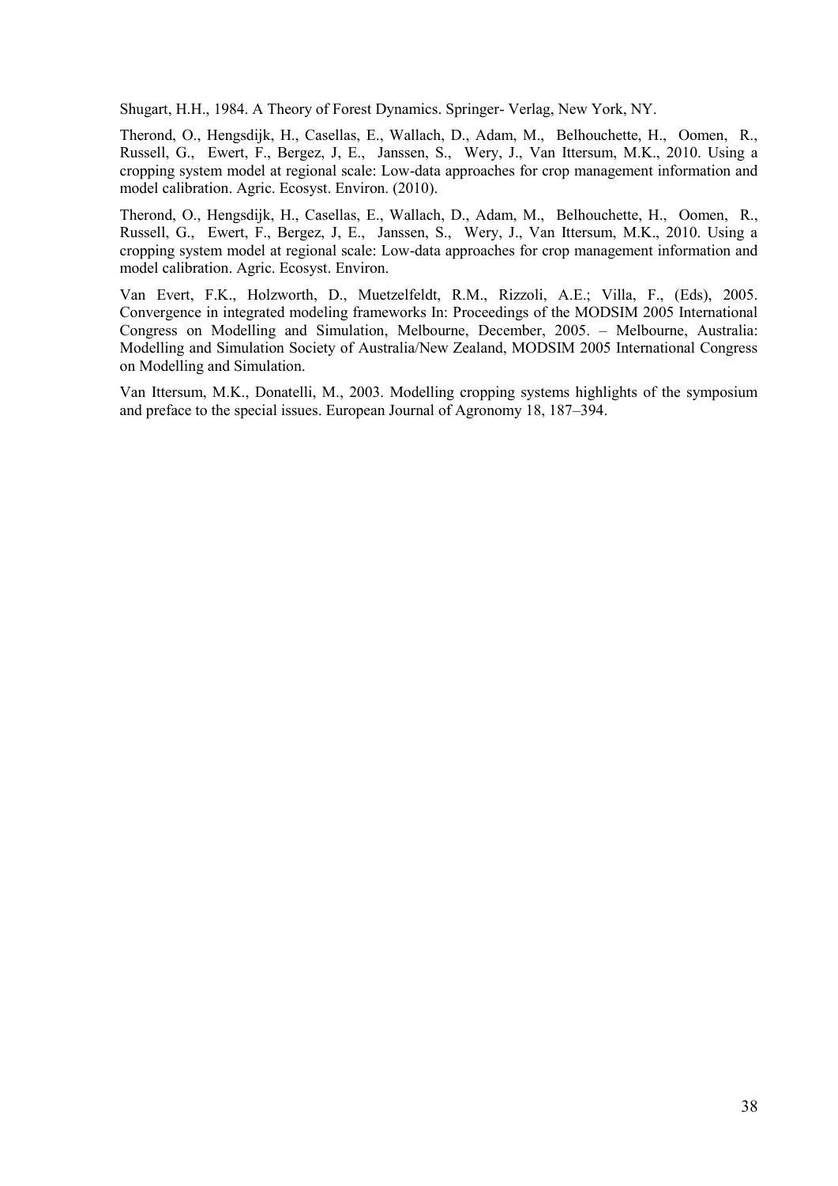Shugart, H.H., 1984. A Theory of Forest Dynamics. Springer- Verlag, New York, NY.

Therond, O., Hengsdijk, H., Casellas, E., Wallach, D., Adam, M., Belhouchette, H., Oomen, R., Russell, G., Ewert, F., Bergez, J, E., Janssen, S., Wery, J., Van Ittersum, M.K., 2010. Using a cropping system model at regional scale: Low-data approaches for crop management information and model calibration. Agric. Ecosyst. Environ. (2010).

Therond, O., Hengsdijk, H., Casellas, E., Wallach, D., Adam, M., Belhouchette, H., Oomen, R., Russell, G., Ewert, F., Bergez, J, E., Janssen, S., Wery, J., Van Ittersum, M.K., 2010. Using a cropping system model at regional scale: Low-data approaches for crop management information and model calibration. Agric. Ecosyst. Environ.

Van Evert, F.K., Holzworth, D., Muetzelfeldt, R.M., Rizzoli, A.E.; Villa, F., (Eds), 2005. Convergence in integrated modeling frameworks In: Proceedings of the MODSIM 2005 International Congress on Modelling and Simulation, Melbourne, December, 2005. – Melbourne, Australia: Modelling and Simulation Society of Australia/New Zealand, MODSIM 2005 International Congress on Modelling and Simulation.

Van Ittersum, M.K., Donatelli, M., 2003. Modelling cropping systems highlights of the symposium and preface to the special issues. European Journal of Agronomy 18, 187–394.